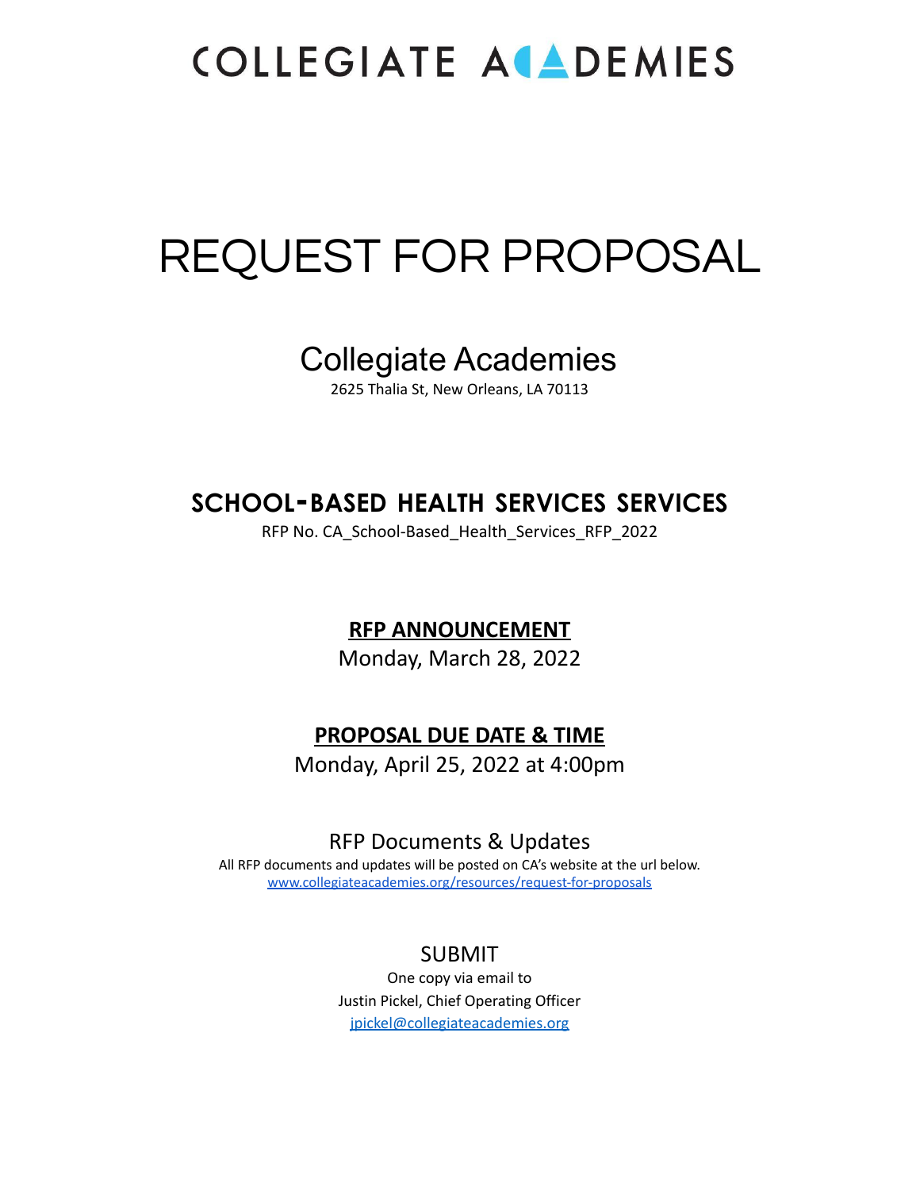# COLLEGIATE ACADEMIES

# REQUEST FOR PROPOSAL

## Collegiate Academies

2625 Thalia St, New Orleans, LA 70113

## SCHOOL-BASED HEALTH SERVICES SERVICES

RFP No. CA_School-Based_Health_Services_RFP_2022

**RFP ANNOUNCEMENT**

Monday, March 28, 2022

**PROPOSAL DUE DATE & TIME**

Monday, April 25, 2022 at 4:00pm

### RFP Documents & Updates

All RFP documents and updates will be posted on CA's website at the url below.
[www.collegiateacademies.org/resources/request-for-proposals](www.collegiateacademies.org/resources/request-for-proposals)

### SUBMIT

One copy via email to
Justin Pickel, Chief Operating Officer
[jpickel@collegiateacademies.org](mailto:jpickel@collegiateacademies.org)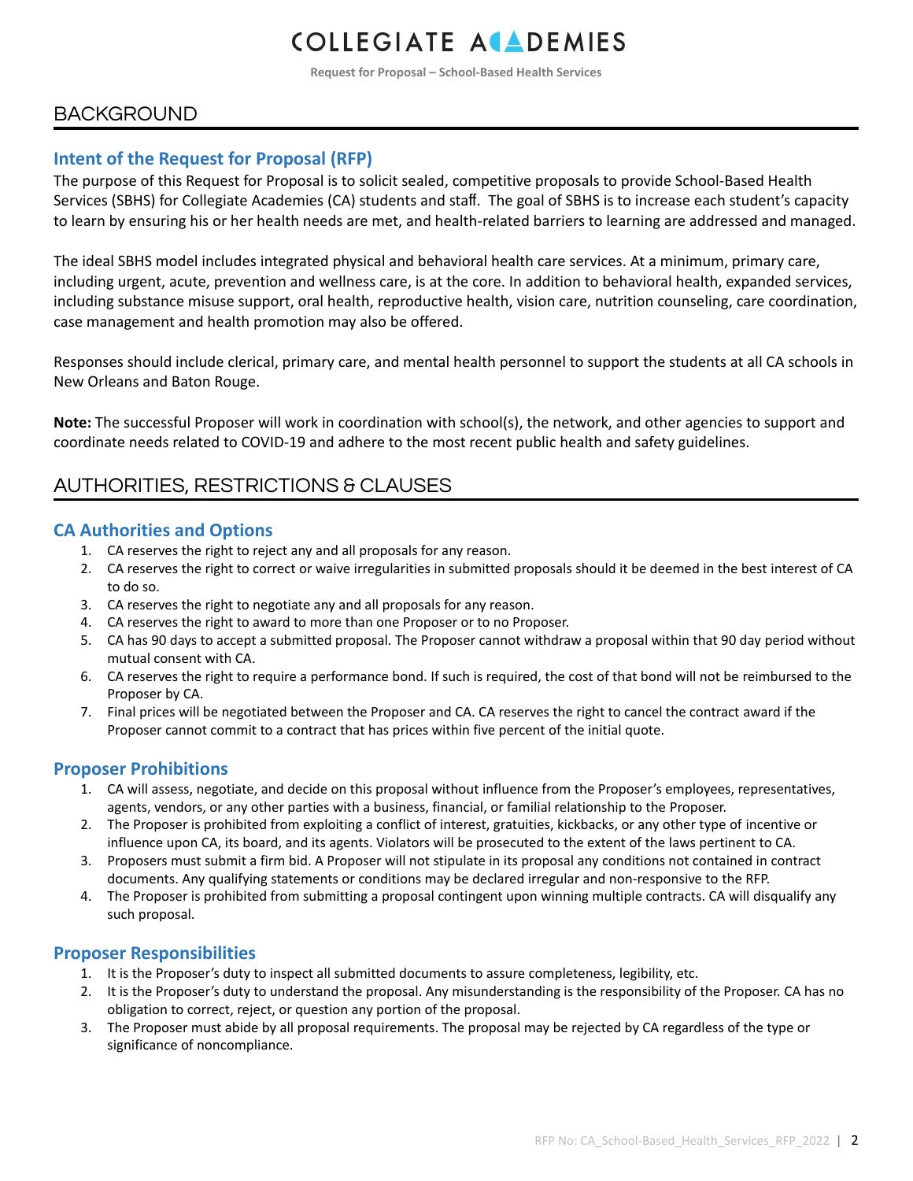## BACKGROUND

### Intent of the Request for Proposal (RFP)

The purpose of this Request for Proposal is to solicit sealed, competitive proposals to provide School-Based Health Services (SBHS) for Collegiate Academies (CA) students and staff. The goal of SBHS is to increase each student's capacity to learn by ensuring his or her health needs are met, and health-related barriers to learning are addressed and managed.

The ideal SBHS model includes integrated physical and behavioral health care services. At a minimum, primary care, including urgent, acute, prevention and wellness care, is at the core. In addition to behavioral health, expanded services, including substance misuse support, oral health, reproductive health, vision care, nutrition counseling, care coordination, case management and health promotion may also be offered.

Responses should include clerical, primary care, and mental health personnel to support the students at all CA schools in New Orleans and Baton Rouge.

**Note:** The successful Proposer will work in coordination with school(s), the network, and other agencies to support and coordinate needs related to COVID-19 and adhere to the most recent public health and safety guidelines.

## AUTHORITIES, RESTRICTIONS & CLAUSES

### CA Authorities and Options

1. CA reserves the right to reject any and all proposals for any reason.
2. CA reserves the right to correct or waive irregularities in submitted proposals should it be deemed in the best interest of CA to do so.
3. CA reserves the right to negotiate any and all proposals for any reason.
4. CA reserves the right to award to more than one Proposer or to no Proposer.
5. CA has 90 days to accept a submitted proposal. The Proposer cannot withdraw a proposal within that 90 day period without mutual consent with CA.
6. CA reserves the right to require a performance bond. If such is required, the cost of that bond will not be reimbursed to the Proposer by CA.
7. Final prices will be negotiated between the Proposer and CA. CA reserves the right to cancel the contract award if the Proposer cannot commit to a contract that has prices within five percent of the initial quote.

### Proposer Prohibitions

1. CA will assess, negotiate, and decide on this proposal without influence from the Proposer's employees, representatives, agents, vendors, or any other parties with a business, financial, or familial relationship to the Proposer.
2. The Proposer is prohibited from exploiting a conflict of interest, gratuities, kickbacks, or any other type of incentive or influence upon CA, its board, and its agents. Violators will be prosecuted to the extent of the laws pertinent to CA.
3. Proposers must submit a firm bid. A Proposer will not stipulate in its proposal any conditions not contained in contract documents. Any qualifying statements or conditions may be declared irregular and non-responsive to the RFP.
4. The Proposer is prohibited from submitting a proposal contingent upon winning multiple contracts. CA will disqualify any such proposal.

### Proposer Responsibilities

1. It is the Proposer's duty to inspect all submitted documents to assure completeness, legibility, etc.
2. It is the Proposer's duty to understand the proposal. Any misunderstanding is the responsibility of the Proposer. CA has no obligation to correct, reject, or question any portion of the proposal.
3. The Proposer must abide by all proposal requirements. The proposal may be rejected by CA regardless of the type or significance of noncompliance.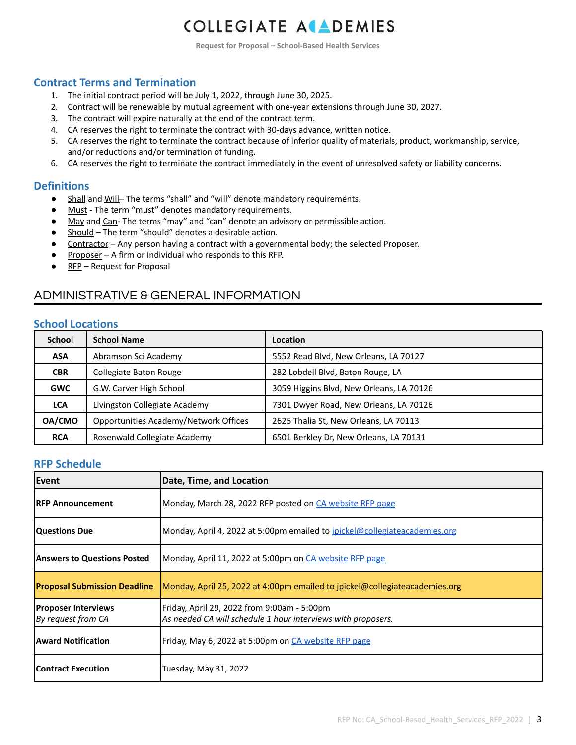## Contract Terms and Termination

1. The initial contract period will be July 1, 2022, through June 30, 2025.
2. Contract will be renewable by mutual agreement with one-year extensions through June 30, 2027.
3. The contract will expire naturally at the end of the contract term.
4. CA reserves the right to terminate the contract with 30-days advance, written notice.
5. CA reserves the right to terminate the contract because of inferior quality of materials, product, workmanship, service, and/or reductions and/or termination of funding.
6. CA reserves the right to terminate the contract immediately in the event of unresolved safety or liability concerns.

## Definitions

- Shall and Will– The terms “shall” and “will” denote mandatory requirements.
- Must - The term “must” denotes mandatory requirements.
- May and Can- The terms “may” and “can” denote an advisory or permissible action.
- Should – The term “should” denotes a desirable action.
- Contractor – Any person having a contract with a governmental body; the selected Proposer.
- Proposer – A firm or individual who responds to this RFP.
- RFP – Request for Proposal

# ADMINISTRATIVE & GENERAL INFORMATION

## School Locations

| School | School Name | Location |
|---|---|---|
| ASA | Abramson Sci Academy | 5552 Read Blvd, New Orleans, LA 70127 |
| CBR | Collegiate Baton Rouge | 282 Lobdell Blvd, Baton Rouge, LA |
| GWC | G.W. Carver High School | 3059 Higgins Blvd, New Orleans, LA 70126 |
| LCA | Livingston Collegiate Academy | 7301 Dwyer Road, New Orleans, LA 70126 |
| OA/CMO | Opportunities Academy/Network Offices | 2625 Thalia St, New Orleans, LA 70113 |
| RCA | Rosenwald Collegiate Academy | 6501 Berkley Dr, New Orleans, LA 70131 |

## RFP Schedule

| Event | Date, Time, and Location |
|---|---|
| **RFP Announcement** | Monday, March 28, 2022 RFP posted on CA website RFP page |
| **Questions Due** | Monday, April 4, 2022 at 5:00pm emailed to jpickel@collegiateacademies.org |
| **Answers to Questions Posted** | Monday, April 11, 2022 at 5:00pm on CA website RFP page |
| **Proposal Submission Deadline** | Monday, April 25, 2022 at 4:00pm emailed to jpickel@collegiateacademies.org |
| **Proposer Interviews** *By request from CA* | Friday, April 29, 2022 from 9:00am - 5:00pm *As needed CA will schedule 1 hour interviews with proposers.* |
| **Award Notification** | Friday, May 6, 2022 at 5:00pm on CA website RFP page |
| **Contract Execution** | Tuesday, May 31, 2022 |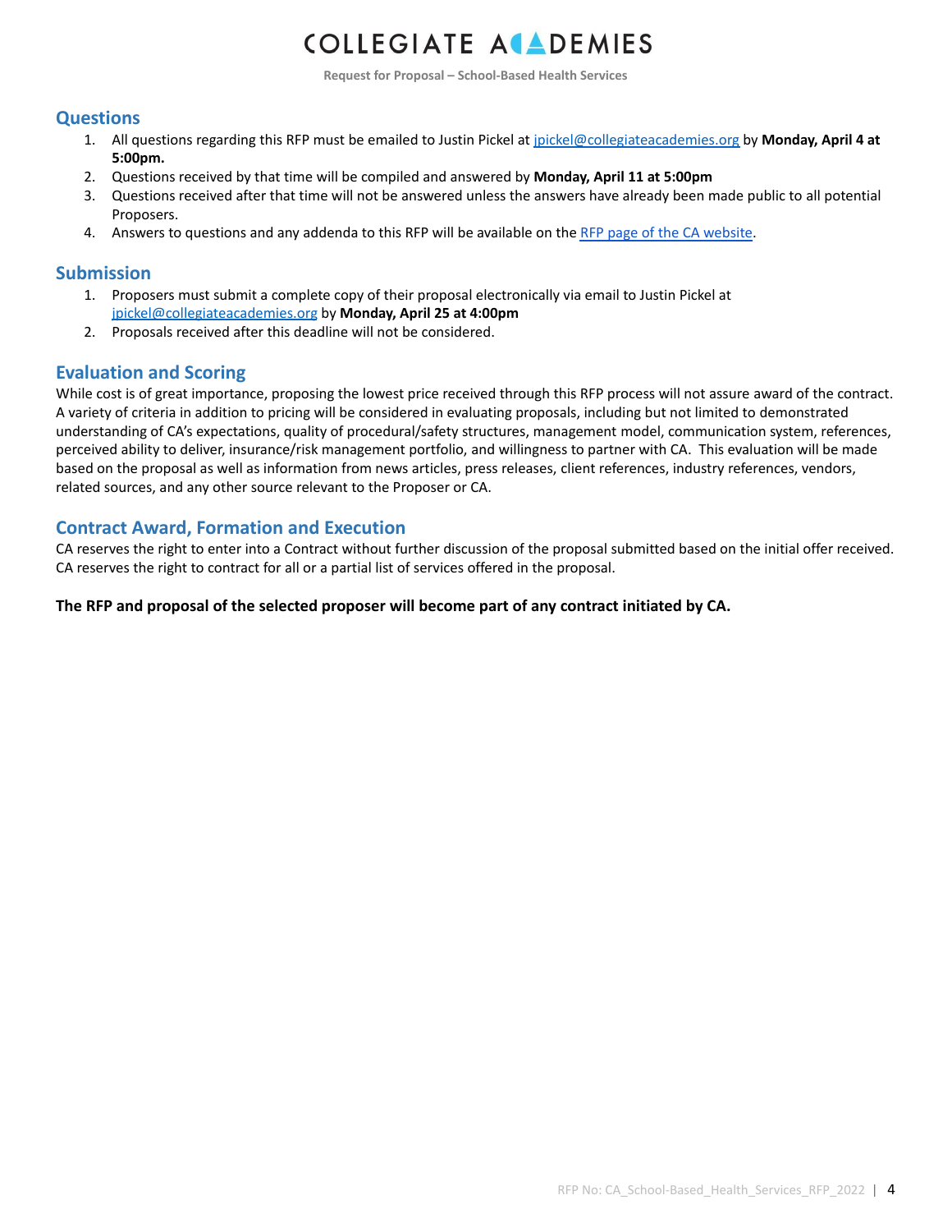## Questions

1. All questions regarding this RFP must be emailed to Justin Pickel at [jpickel@collegiateacademies.org](mailto:jpickel@collegiateacademies.org) by **Monday, April 4 at 5:00pm.**
2. Questions received by that time will be compiled and answered by **Monday, April 11 at 5:00pm**
3. Questions received after that time will not be answered unless the answers have already been made public to all potential Proposers.
4. Answers to questions and any addenda to this RFP will be available on the RFP page of the CA website.

## Submission

1. Proposers must submit a complete copy of their proposal electronically via email to Justin Pickel at [jpickel@collegiateacademies.org](mailto:jpickel@collegiateacademies.org) by **Monday, April 25 at 4:00pm**
2. Proposals received after this deadline will not be considered.

## Evaluation and Scoring

While cost is of great importance, proposing the lowest price received through this RFP process will not assure award of the contract. A variety of criteria in addition to pricing will be considered in evaluating proposals, including but not limited to demonstrated understanding of CA's expectations, quality of procedural/safety structures, management model, communication system, references, perceived ability to deliver, insurance/risk management portfolio, and willingness to partner with CA. This evaluation will be made based on the proposal as well as information from news articles, press releases, client references, industry references, vendors, related sources, and any other source relevant to the Proposer or CA.

## Contract Award, Formation and Execution

CA reserves the right to enter into a Contract without further discussion of the proposal submitted based on the initial offer received. CA reserves the right to contract for all or a partial list of services offered in the proposal.

**The RFP and proposal of the selected proposer will become part of any contract initiated by CA.**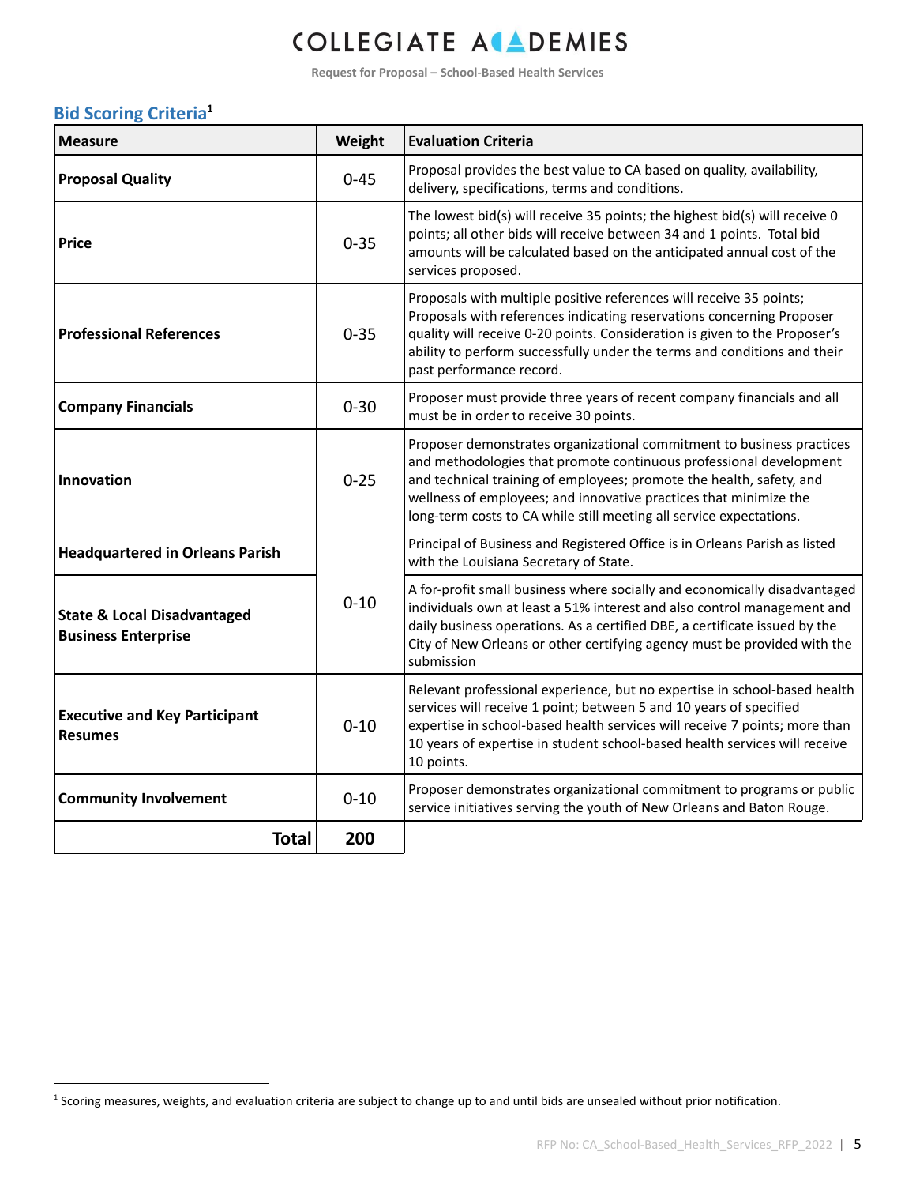## Bid Scoring Criteria[1]

| Measure | Weight | Evaluation Criteria |
|---|---|---|
| **Proposal Quality** | 0-45 | Proposal provides the best value to CA based on quality, availability, delivery, specifications, terms and conditions. |
| **Price** | 0-35 | The lowest bid(s) will receive 35 points; the highest bid(s) will receive 0 points; all other bids will receive between 34 and 1 points. Total bid amounts will be calculated based on the anticipated annual cost of the services proposed. |
| **Professional References** | 0-35 | Proposals with multiple positive references will receive 35 points; Proposals with references indicating reservations concerning Proposer quality will receive 0-20 points. Consideration is given to the Proposer's ability to perform successfully under the terms and conditions and their past performance record. |
| **Company Financials** | 0-30 | Proposer must provide three years of recent company financials and all must be in order to receive 30 points. |
| **Innovation** | 0-25 | Proposer demonstrates organizational commitment to business practices and methodologies that promote continuous professional development and technical training of employees; promote the health, safety, and wellness of employees; and innovative practices that minimize the long-term costs to CA while still meeting all service expectations. |
| **Headquartered in Orleans Parish** | 0-10 | Principal of Business and Registered Office is in Orleans Parish as listed with the Louisiana Secretary of State. |
| **State & Local Disadvantaged Business Enterprise** | | A for-profit small business where socially and economically disadvantaged individuals own at least a 51% interest and also control management and daily business operations. As a certified DBE, a certificate issued by the City of New Orleans or other certifying agency must be provided with the submission |
| **Executive and Key Participant Resumes** | 0-10 | Relevant professional experience, but no expertise in school-based health services will receive 1 point; between 5 and 10 years of specified expertise in school-based health services will receive 7 points; more than 10 years of expertise in student school-based health services will receive 10 points. |
| **Community Involvement** | 0-10 | Proposer demonstrates organizational commitment to programs or public service initiatives serving the youth of New Orleans and Baton Rouge. |
| **Total** | **200** | |

[1] Scoring measures, weights, and evaluation criteria are subject to change up to and until bids are unsealed without prior notification.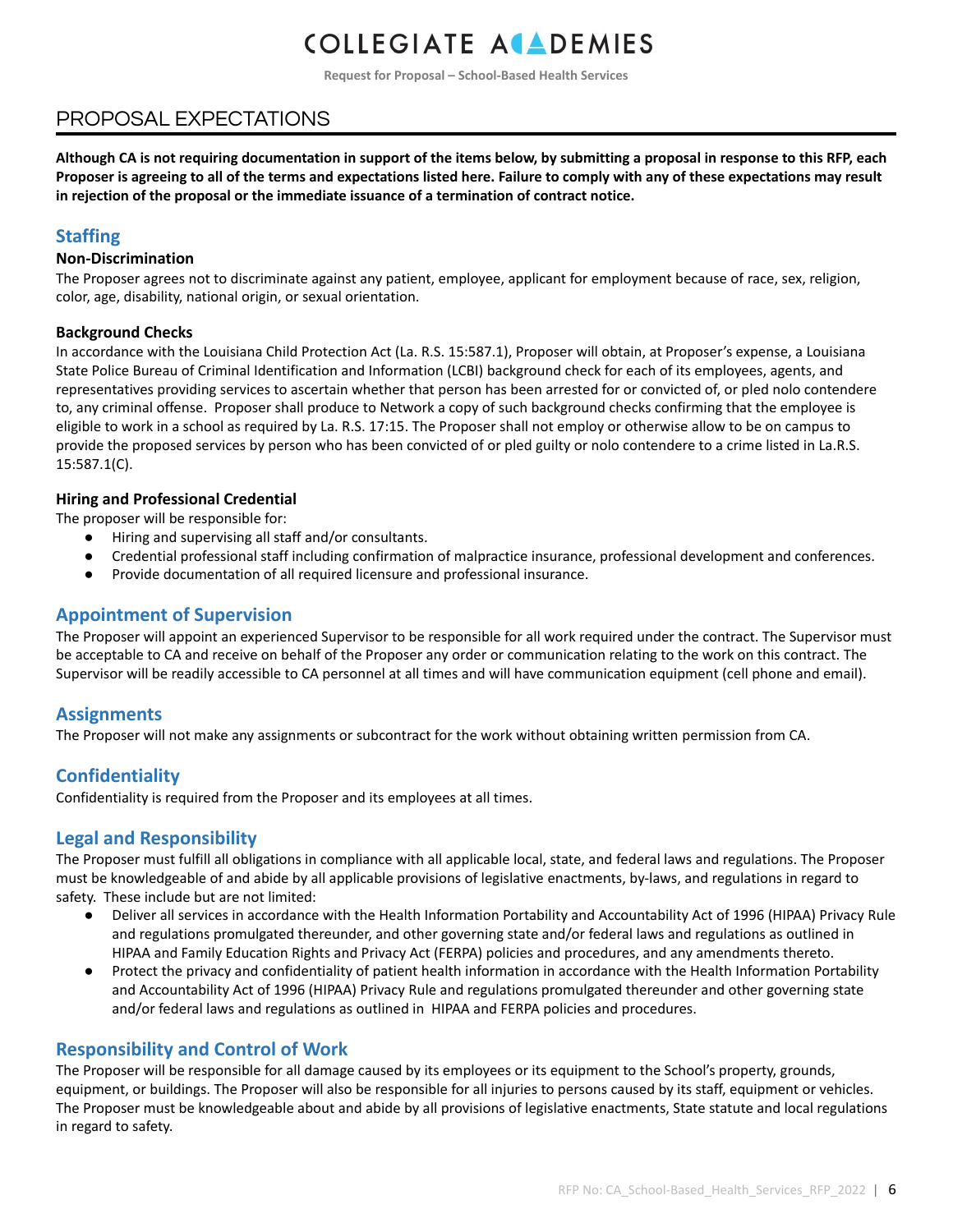## PROPOSAL EXPECTATIONS

**Although CA is not requiring documentation in support of the items below, by submitting a proposal in response to this RFP, each Proposer is agreeing to all of the terms and expectations listed here. Failure to comply with any of these expectations may result in rejection of the proposal or the immediate issuance of a termination of contract notice.**

### Staffing

#### Non-Discrimination

The Proposer agrees not to discriminate against any patient, employee, applicant for employment because of race, sex, religion, color, age, disability, national origin, or sexual orientation.

#### Background Checks

In accordance with the Louisiana Child Protection Act (La. R.S. 15:587.1), Proposer will obtain, at Proposer's expense, a Louisiana State Police Bureau of Criminal Identification and Information (LCBI) background check for each of its employees, agents, and representatives providing services to ascertain whether that person has been arrested for or convicted of, or pled nolo contendere to, any criminal offense. Proposer shall produce to Network a copy of such background checks confirming that the employee is eligible to work in a school as required by La. R.S. 17:15. The Proposer shall not employ or otherwise allow to be on campus to provide the proposed services by person who has been convicted of or pled guilty or nolo contendere to a crime listed in La.R.S. 15:587.1(C).

#### Hiring and Professional Credential

The proposer will be responsible for:

- Hiring and supervising all staff and/or consultants.
- Credential professional staff including confirmation of malpractice insurance, professional development and conferences.
- Provide documentation of all required licensure and professional insurance.

### Appointment of Supervision

The Proposer will appoint an experienced Supervisor to be responsible for all work required under the contract. The Supervisor must be acceptable to CA and receive on behalf of the Proposer any order or communication relating to the work on this contract. The Supervisor will be readily accessible to CA personnel at all times and will have communication equipment (cell phone and email).

### Assignments

The Proposer will not make any assignments or subcontract for the work without obtaining written permission from CA.

### Confidentiality

Confidentiality is required from the Proposer and its employees at all times.

### Legal and Responsibility

The Proposer must fulfill all obligations in compliance with all applicable local, state, and federal laws and regulations. The Proposer must be knowledgeable of and abide by all applicable provisions of legislative enactments, by-laws, and regulations in regard to safety. These include but are not limited:

- Deliver all services in accordance with the Health Information Portability and Accountability Act of 1996 (HIPAA) Privacy Rule and regulations promulgated thereunder, and other governing state and/or federal laws and regulations as outlined in HIPAA and Family Education Rights and Privacy Act (FERPA) policies and procedures, and any amendments thereto.
- Protect the privacy and confidentiality of patient health information in accordance with the Health Information Portability and Accountability Act of 1996 (HIPAA) Privacy Rule and regulations promulgated thereunder and other governing state and/or federal laws and regulations as outlined in HIPAA and FERPA policies and procedures.

### Responsibility and Control of Work

The Proposer will be responsible for all damage caused by its employees or its equipment to the School's property, grounds, equipment, or buildings. The Proposer will also be responsible for all injuries to persons caused by its staff, equipment or vehicles. The Proposer must be knowledgeable about and abide by all provisions of legislative enactments, State statute and local regulations in regard to safety.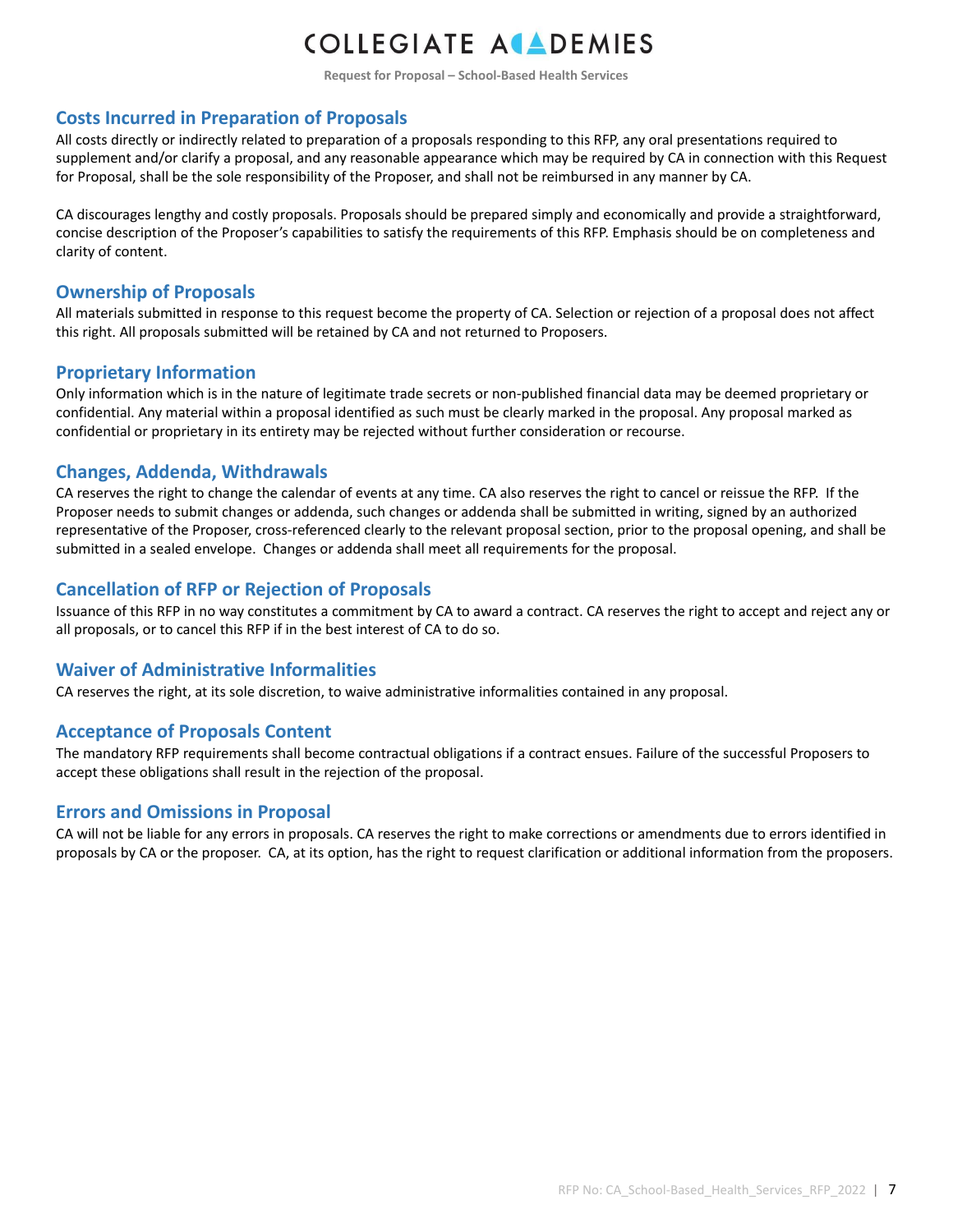## Costs Incurred in Preparation of Proposals

All costs directly or indirectly related to preparation of a proposals responding to this RFP, any oral presentations required to supplement and/or clarify a proposal, and any reasonable appearance which may be required by CA in connection with this Request for Proposal, shall be the sole responsibility of the Proposer, and shall not be reimbursed in any manner by CA.

CA discourages lengthy and costly proposals. Proposals should be prepared simply and economically and provide a straightforward, concise description of the Proposer's capabilities to satisfy the requirements of this RFP. Emphasis should be on completeness and clarity of content.

## Ownership of Proposals

All materials submitted in response to this request become the property of CA. Selection or rejection of a proposal does not affect this right. All proposals submitted will be retained by CA and not returned to Proposers.

## Proprietary Information

Only information which is in the nature of legitimate trade secrets or non-published financial data may be deemed proprietary or confidential. Any material within a proposal identified as such must be clearly marked in the proposal. Any proposal marked as confidential or proprietary in its entirety may be rejected without further consideration or recourse.

## Changes, Addenda, Withdrawals

CA reserves the right to change the calendar of events at any time. CA also reserves the right to cancel or reissue the RFP. If the Proposer needs to submit changes or addenda, such changes or addenda shall be submitted in writing, signed by an authorized representative of the Proposer, cross-referenced clearly to the relevant proposal section, prior to the proposal opening, and shall be submitted in a sealed envelope. Changes or addenda shall meet all requirements for the proposal.

## Cancellation of RFP or Rejection of Proposals

Issuance of this RFP in no way constitutes a commitment by CA to award a contract. CA reserves the right to accept and reject any or all proposals, or to cancel this RFP if in the best interest of CA to do so.

## Waiver of Administrative Informalities

CA reserves the right, at its sole discretion, to waive administrative informalities contained in any proposal.

## Acceptance of Proposals Content

The mandatory RFP requirements shall become contractual obligations if a contract ensues. Failure of the successful Proposers to accept these obligations shall result in the rejection of the proposal.

## Errors and Omissions in Proposal

CA will not be liable for any errors in proposals. CA reserves the right to make corrections or amendments due to errors identified in proposals by CA or the proposer. CA, at its option, has the right to request clarification or additional information from the proposers.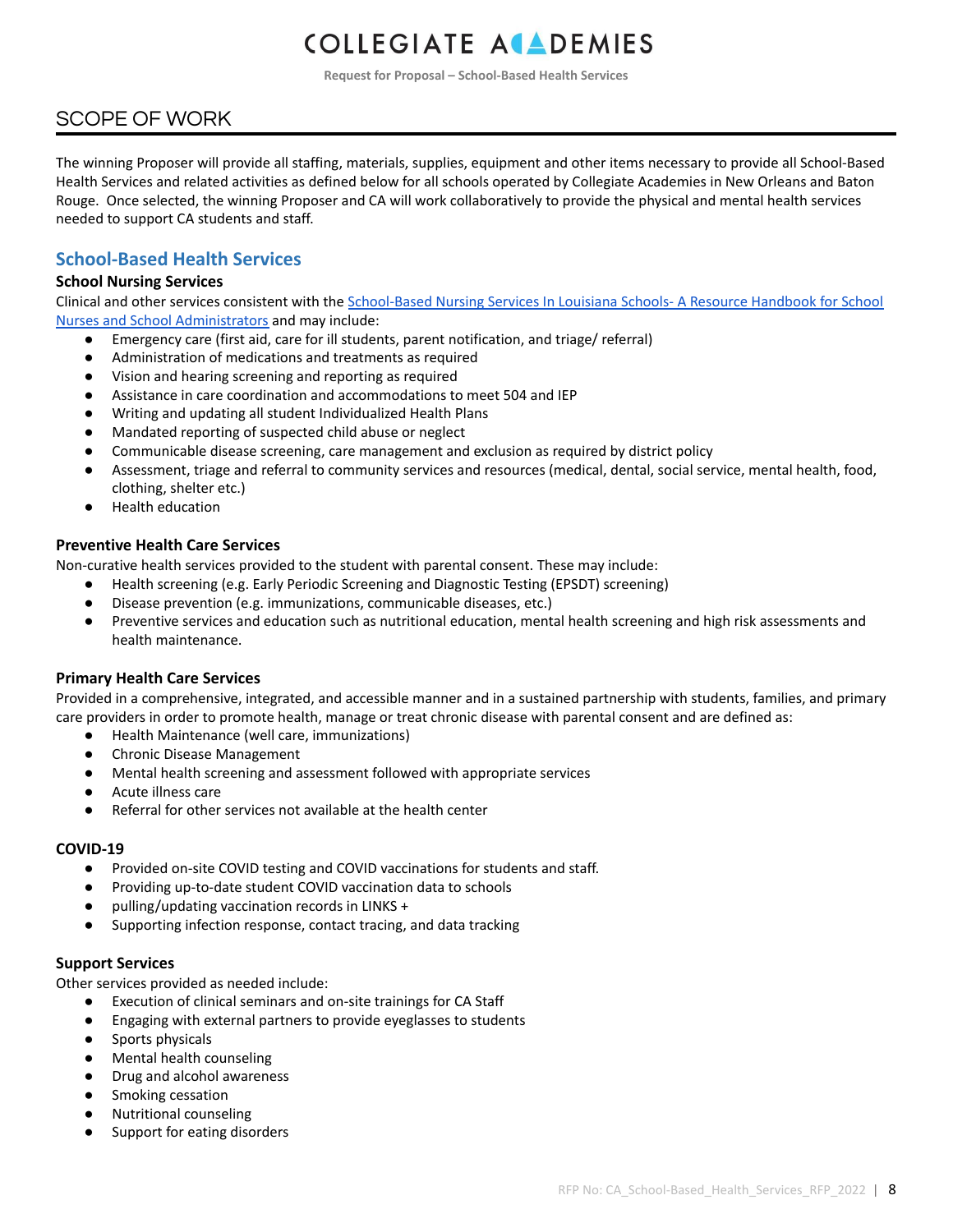# SCOPE OF WORK

The winning Proposer will provide all staffing, materials, supplies, equipment and other items necessary to provide all School-Based Health Services and related activities as defined below for all schools operated by Collegiate Academies in New Orleans and Baton Rouge. Once selected, the winning Proposer and CA will work collaboratively to provide the physical and mental health services needed to support CA students and staff.

## School-Based Health Services

### School Nursing Services

Clinical and other services consistent with the School-Based Nursing Services In Louisiana Schools- A Resource Handbook for School Nurses and School Administrators and may include:

- Emergency care (first aid, care for ill students, parent notification, and triage/ referral)
- Administration of medications and treatments as required
- Vision and hearing screening and reporting as required
- Assistance in care coordination and accommodations to meet 504 and IEP
- Writing and updating all student Individualized Health Plans
- Mandated reporting of suspected child abuse or neglect
- Communicable disease screening, care management and exclusion as required by district policy
- Assessment, triage and referral to community services and resources (medical, dental, social service, mental health, food, clothing, shelter etc.)
- Health education

### Preventive Health Care Services

Non-curative health services provided to the student with parental consent. These may include:

- Health screening (e.g. Early Periodic Screening and Diagnostic Testing (EPSDT) screening)
- Disease prevention (e.g. immunizations, communicable diseases, etc.)
- Preventive services and education such as nutritional education, mental health screening and high risk assessments and health maintenance.

### Primary Health Care Services

Provided in a comprehensive, integrated, and accessible manner and in a sustained partnership with students, families, and primary care providers in order to promote health, manage or treat chronic disease with parental consent and are defined as:

- Health Maintenance (well care, immunizations)
- Chronic Disease Management
- Mental health screening and assessment followed with appropriate services
- Acute illness care
- Referral for other services not available at the health center

### COVID-19

- Provided on-site COVID testing and COVID vaccinations for students and staff.
- Providing up-to-date student COVID vaccination data to schools
- pulling/updating vaccination records in LINKS +
- Supporting infection response, contact tracing, and data tracking

### Support Services

Other services provided as needed include:

- Execution of clinical seminars and on-site trainings for CA Staff
- Engaging with external partners to provide eyeglasses to students
- Sports physicals
- Mental health counseling
- Drug and alcohol awareness
- Smoking cessation
- Nutritional counseling
- Support for eating disorders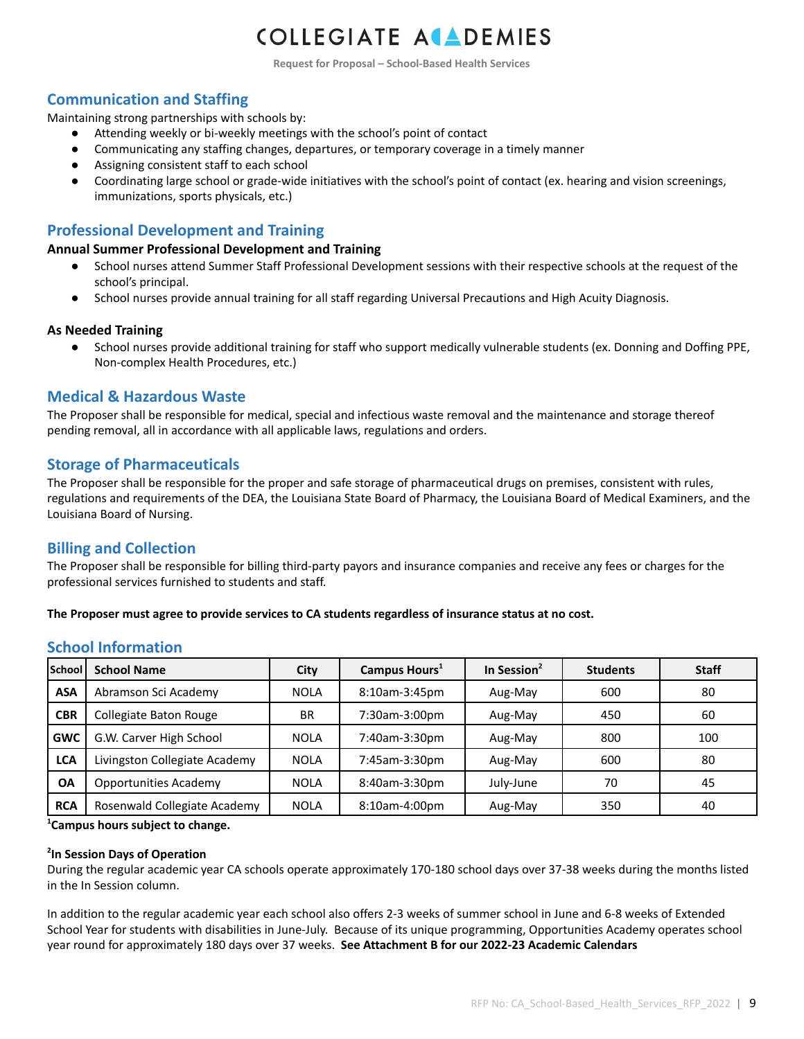## Communication and Staffing

Maintaining strong partnerships with schools by:

- Attending weekly or bi-weekly meetings with the school's point of contact
- Communicating any staffing changes, departures, or temporary coverage in a timely manner
- Assigning consistent staff to each school
- Coordinating large school or grade-wide initiatives with the school's point of contact (ex. hearing and vision screenings, immunizations, sports physicals, etc.)

## Professional Development and Training

### Annual Summer Professional Development and Training

- School nurses attend Summer Staff Professional Development sessions with their respective schools at the request of the school's principal.
- School nurses provide annual training for all staff regarding Universal Precautions and High Acuity Diagnosis.

### As Needed Training

- School nurses provide additional training for staff who support medically vulnerable students (ex. Donning and Doffing PPE, Non-complex Health Procedures, etc.)

## Medical & Hazardous Waste

The Proposer shall be responsible for medical, special and infectious waste removal and the maintenance and storage thereof pending removal, all in accordance with all applicable laws, regulations and orders.

## Storage of Pharmaceuticals

The Proposer shall be responsible for the proper and safe storage of pharmaceutical drugs on premises, consistent with rules, regulations and requirements of the DEA, the Louisiana State Board of Pharmacy, the Louisiana Board of Medical Examiners, and the Louisiana Board of Nursing.

## Billing and Collection

The Proposer shall be responsible for billing third-party payors and insurance companies and receive any fees or charges for the professional services furnished to students and staff.

**The Proposer must agree to provide services to CA students regardless of insurance status at no cost.**

## School Information

| School | School Name | City | Campus Hours[1] | In Session[2] | Students | Staff |
|---|---|---|---|---|---|---|
| **ASA** | Abramson Sci Academy | NOLA | 8:10am-3:45pm | Aug-May | 600 | 80 |
| **CBR** | Collegiate Baton Rouge | BR | 7:30am-3:00pm | Aug-May | 450 | 60 |
| **GWC** | G.W. Carver High School | NOLA | 7:40am-3:30pm | Aug-May | 800 | 100 |
| **LCA** | Livingston Collegiate Academy | NOLA | 7:45am-3:30pm | Aug-May | 600 | 80 |
| **OA** | Opportunities Academy | NOLA | 8:40am-3:30pm | July-June | 70 | 45 |
| **RCA** | Rosenwald Collegiate Academy | NOLA | 8:10am-4:00pm | Aug-May | 350 | 40 |

**[1]Campus hours subject to change.**

**[2]In Session Days of Operation**

During the regular academic year CA schools operate approximately 170-180 school days over 37-38 weeks during the months listed in the In Session column.

In addition to the regular academic year each school also offers 2-3 weeks of summer school in June and 6-8 weeks of Extended School Year for students with disabilities in June-July. Because of its unique programming, Opportunities Academy operates school year round for approximately 180 days over 37 weeks. **See Attachment B for our 2022-23 Academic Calendars**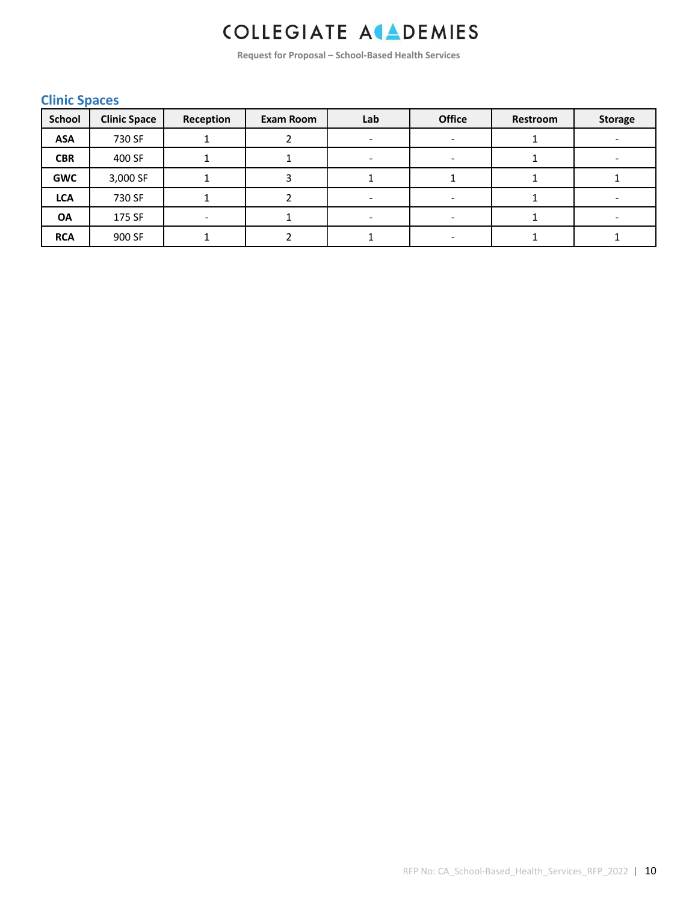## Clinic Spaces

| School | Clinic Space | Reception | Exam Room | Lab | Office | Restroom | Storage |
|---|---|---|---|---|---|---|---|
| **ASA** | 730 SF | 1 | 2 | - | - | 1 | - |
| **CBR** | 400 SF | 1 | 1 | - | - | 1 | - |
| **GWC** | 3,000 SF | 1 | 3 | 1 | 1 | 1 | 1 |
| **LCA** | 730 SF | 1 | 2 | - | - | 1 | - |
| **OA** | 175 SF | - | 1 | - | - | 1 | - |
| **RCA** | 900 SF | 1 | 2 | 1 | - | 1 | 1 |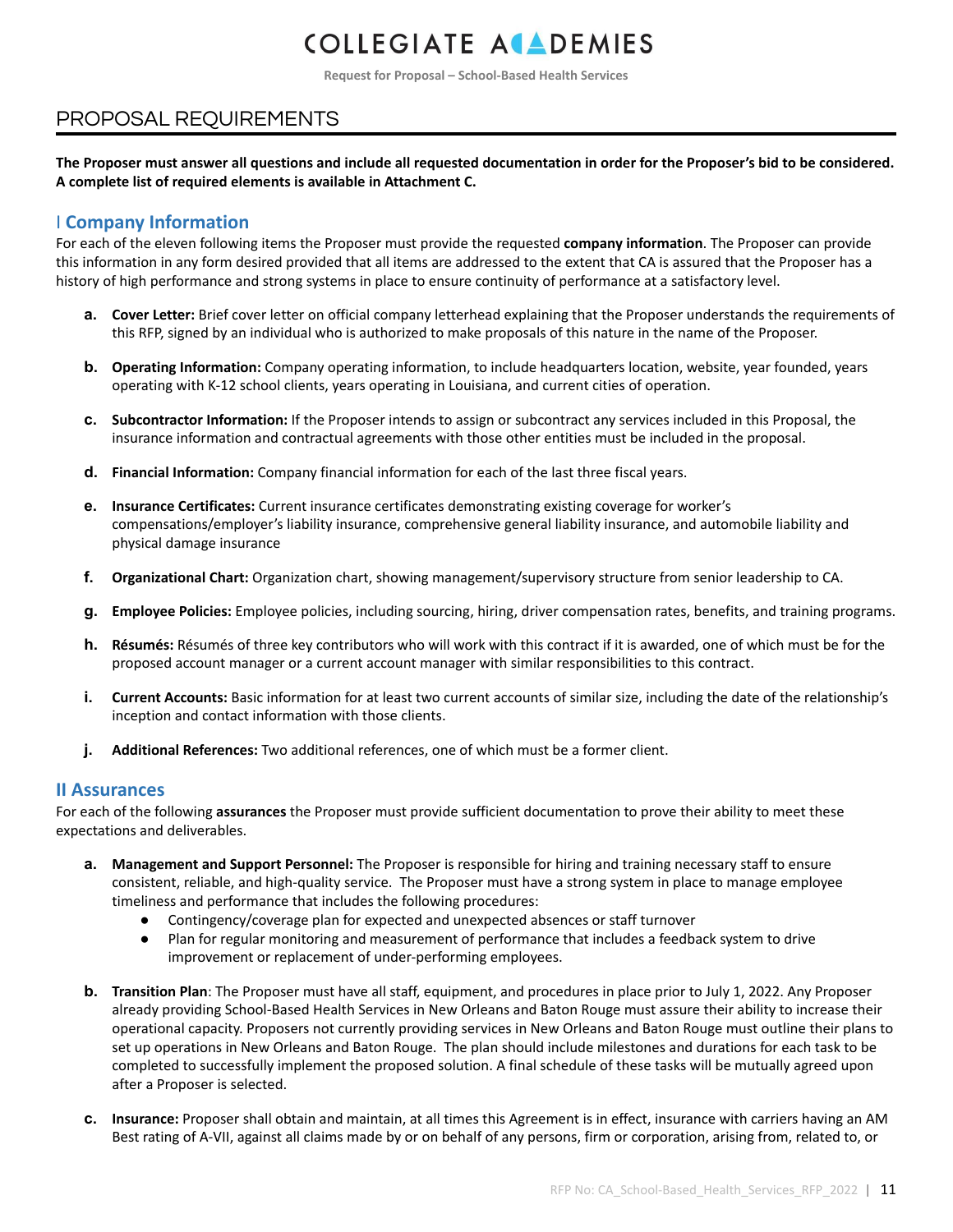## PROPOSAL REQUIREMENTS

**The Proposer must answer all questions and include all requested documentation in order for the Proposer's bid to be considered. A complete list of required elements is available in Attachment C.**

### I Company Information

For each of the eleven following items the Proposer must provide the requested **company information**. The Proposer can provide this information in any form desired provided that all items are addressed to the extent that CA is assured that the Proposer has a history of high performance and strong systems in place to ensure continuity of performance at a satisfactory level.

- **a. Cover Letter:** Brief cover letter on official company letterhead explaining that the Proposer understands the requirements of this RFP, signed by an individual who is authorized to make proposals of this nature in the name of the Proposer.
- **b. Operating Information:** Company operating information, to include headquarters location, website, year founded, years operating with K-12 school clients, years operating in Louisiana, and current cities of operation.
- **c. Subcontractor Information:** If the Proposer intends to assign or subcontract any services included in this Proposal, the insurance information and contractual agreements with those other entities must be included in the proposal.
- **d. Financial Information:** Company financial information for each of the last three fiscal years.
- **e. Insurance Certificates:** Current insurance certificates demonstrating existing coverage for worker's compensations/employer's liability insurance, comprehensive general liability insurance, and automobile liability and physical damage insurance
- **f. Organizational Chart:** Organization chart, showing management/supervisory structure from senior leadership to CA.
- **g. Employee Policies:** Employee policies, including sourcing, hiring, driver compensation rates, benefits, and training programs.
- **h. Résumés:** Résumés of three key contributors who will work with this contract if it is awarded, one of which must be for the proposed account manager or a current account manager with similar responsibilities to this contract.
- **i. Current Accounts:** Basic information for at least two current accounts of similar size, including the date of the relationship's inception and contact information with those clients.
- **j. Additional References:** Two additional references, one of which must be a former client.

### II Assurances

For each of the following **assurances** the Proposer must provide sufficient documentation to prove their ability to meet these expectations and deliverables.

- **a. Management and Support Personnel:** The Proposer is responsible for hiring and training necessary staff to ensure consistent, reliable, and high-quality service. The Proposer must have a strong system in place to manage employee timeliness and performance that includes the following procedures:
  - Contingency/coverage plan for expected and unexpected absences or staff turnover
  - Plan for regular monitoring and measurement of performance that includes a feedback system to drive improvement or replacement of under-performing employees.
- **b. Transition Plan**: The Proposer must have all staff, equipment, and procedures in place prior to July 1, 2022. Any Proposer already providing School-Based Health Services in New Orleans and Baton Rouge must assure their ability to increase their operational capacity. Proposers not currently providing services in New Orleans and Baton Rouge must outline their plans to set up operations in New Orleans and Baton Rouge. The plan should include milestones and durations for each task to be completed to successfully implement the proposed solution. A final schedule of these tasks will be mutually agreed upon after a Proposer is selected.
- **c. Insurance:** Proposer shall obtain and maintain, at all times this Agreement is in effect, insurance with carriers having an AM Best rating of A-VII, against all claims made by or on behalf of any persons, firm or corporation, arising from, related to, or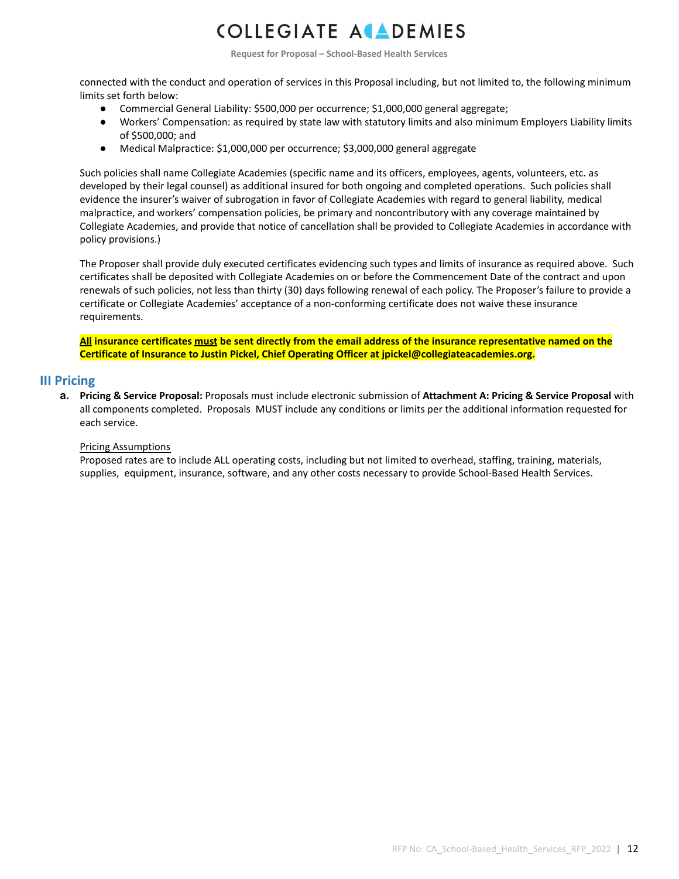connected with the conduct and operation of services in this Proposal including, but not limited to, the following minimum limits set forth below:

- Commercial General Liability: $500,000 per occurrence; $1,000,000 general aggregate;
- Workers' Compensation: as required by state law with statutory limits and also minimum Employers Liability limits of $500,000; and
- Medical Malpractice: $1,000,000 per occurrence; $3,000,000 general aggregate

Such policies shall name Collegiate Academies (specific name and its officers, employees, agents, volunteers, etc. as developed by their legal counsel) as additional insured for both ongoing and completed operations. Such policies shall evidence the insurer's waiver of subrogation in favor of Collegiate Academies with regard to general liability, medical malpractice, and workers' compensation policies, be primary and noncontributory with any coverage maintained by Collegiate Academies, and provide that notice of cancellation shall be provided to Collegiate Academies in accordance with policy provisions.)

The Proposer shall provide duly executed certificates evidencing such types and limits of insurance as required above. Such certificates shall be deposited with Collegiate Academies on or before the Commencement Date of the contract and upon renewals of such policies, not less than thirty (30) days following renewal of each policy. The Proposer's failure to provide a certificate or Collegiate Academies' acceptance of a non-conforming certificate does not waive these insurance requirements.

**All insurance certificates must be sent directly from the email address of the insurance representative named on the Certificate of Insurance to Justin Pickel, Chief Operating Officer at jpickel@collegiateacademies.org.**

## III Pricing

a. **Pricing & Service Proposal:** Proposals must include electronic submission of **Attachment A: Pricing & Service Proposal** with all components completed. Proposals MUST include any conditions or limits per the additional information requested for each service.

Pricing Assumptions

Proposed rates are to include ALL operating costs, including but not limited to overhead, staffing, training, materials, supplies, equipment, insurance, software, and any other costs necessary to provide School-Based Health Services.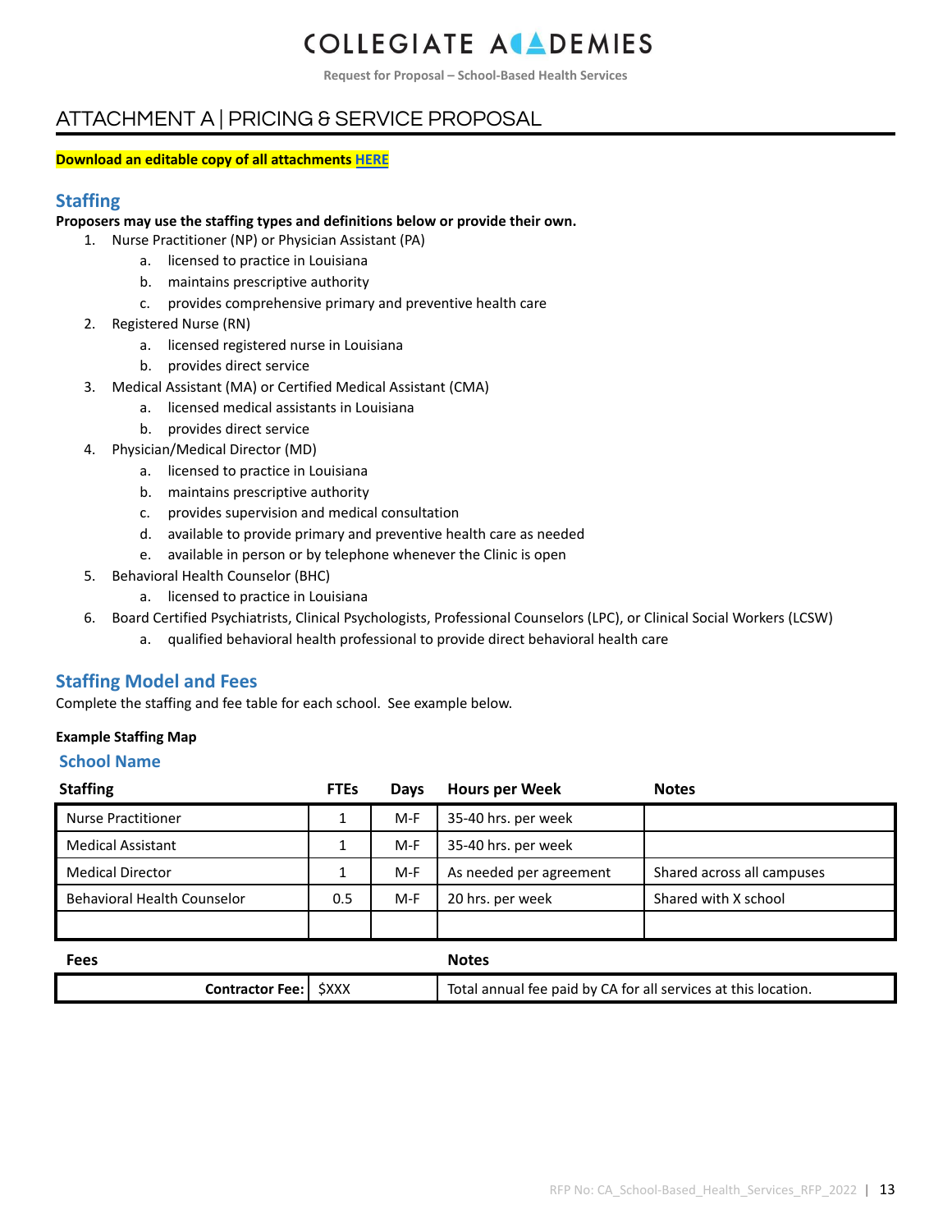# ATTACHMENT A | PRICING & SERVICE PROPOSAL

**Download an editable copy of all attachments [HERE]**

## Staffing

**Proposers may use the staffing types and definitions below or provide their own.**

1. Nurse Practitioner (NP) or Physician Assistant (PA)
    a. licensed to practice in Louisiana
    b. maintains prescriptive authority
    c. provides comprehensive primary and preventive health care
2. Registered Nurse (RN)
    a. licensed registered nurse in Louisiana
    b. provides direct service
3. Medical Assistant (MA) or Certified Medical Assistant (CMA)
    a. licensed medical assistants in Louisiana
    b. provides direct service
4. Physician/Medical Director (MD)
    a. licensed to practice in Louisiana
    b. maintains prescriptive authority
    c. provides supervision and medical consultation
    d. available to provide primary and preventive health care as needed
    e. available in person or by telephone whenever the Clinic is open
5. Behavioral Health Counselor (BHC)
    a. licensed to practice in Louisiana
6. Board Certified Psychiatrists, Clinical Psychologists, Professional Counselors (LPC), or Clinical Social Workers (LCSW)
    a. qualified behavioral health professional to provide direct behavioral health care

## Staffing Model and Fees

Complete the staffing and fee table for each school. See example below.

**Example Staffing Map**

### School Name

| Staffing | FTEs | Days | Hours per Week | Notes |
|---|---|---|---|---|
| Nurse Practitioner | 1 | M-F | 35-40 hrs. per week | |
| Medical Assistant | 1 | M-F | 35-40 hrs. per week | |
| Medical Director | 1 | M-F | As needed per agreement | Shared across all campuses |
| Behavioral Health Counselor | 0.5 | M-F | 20 hrs. per week | Shared with X school |
| | | | | |

| Fees | | Notes |
|---|---|---|
| **Contractor Fee:** | $XXX | Total annual fee paid by CA for all services at this location. |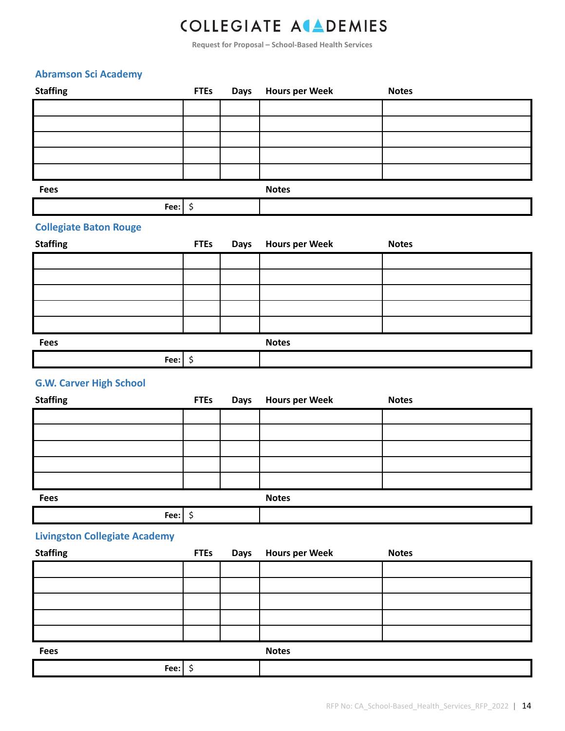### Abramson Sci Academy

| Staffing | FTEs | Days | Hours per Week | Notes |
|---|---|---|---|---|
| | | | | |
| | | | | |
| | | | | |
| | | | | |
| | | | | |

| Fees | | Notes |
|---|---|---|
| Fee: | $ | |

### Collegiate Baton Rouge

| Staffing | FTEs | Days | Hours per Week | Notes |
|---|---|---|---|---|
| | | | | |
| | | | | |
| | | | | |
| | | | | |
| | | | | |

| Fees | | Notes |
|---|---|---|
| Fee: | $ | |

### G.W. Carver High School

| Staffing | FTEs | Days | Hours per Week | Notes |
|---|---|---|---|---|
| | | | | |
| | | | | |
| | | | | |
| | | | | |
| | | | | |

| Fees | | Notes |
|---|---|---|
| Fee: | $ | |

### Livingston Collegiate Academy

| Staffing | FTEs | Days | Hours per Week | Notes |
|---|---|---|---|---|
| | | | | |
| | | | | |
| | | | | |
| | | | | |
| | | | | |

| Fees | | Notes |
|---|---|---|
| Fee: | $ | |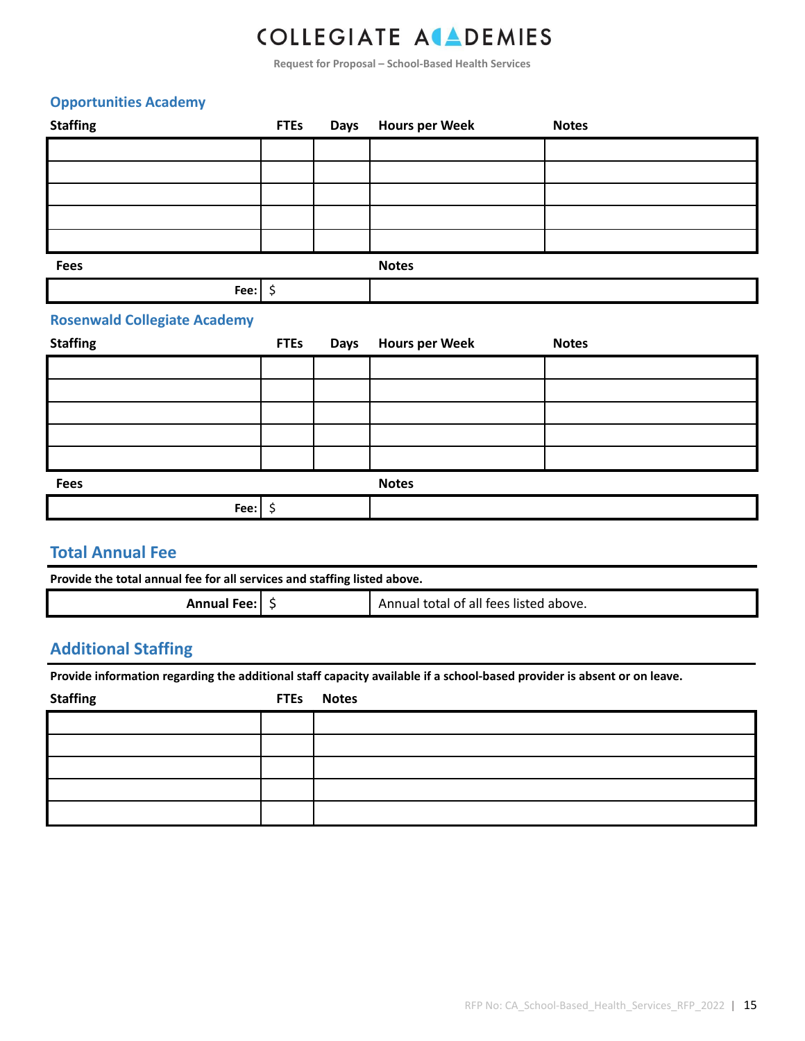## Opportunities Academy

| Staffing | FTEs | Days | Hours per Week | Notes |
|---|---|---|---|---|
| | | | | |
| | | | | |
| | | | | |
| | | | | |
| | | | | |

| Fees | | Notes |
|---|---|---|
| Fee: | $ | |

## Rosenwald Collegiate Academy

| Staffing | FTEs | Days | Hours per Week | Notes |
|---|---|---|---|---|
| | | | | |
| | | | | |
| | | | | |
| | | | | |
| | | | | |

| Fees | | Notes |
|---|---|---|
| Fee: | $ | |

## Total Annual Fee

**Provide the total annual fee for all services and staffing listed above.**

| | | |
|---|---|---|
| **Annual Fee:** | $ | Annual total of all fees listed above. |

## Additional Staffing

**Provide information regarding the additional staff capacity available if a school-based provider is absent or on leave.**

| Staffing | FTEs | Notes |
|---|---|---|
| | | |
| | | |
| | | |
| | | |
| | | |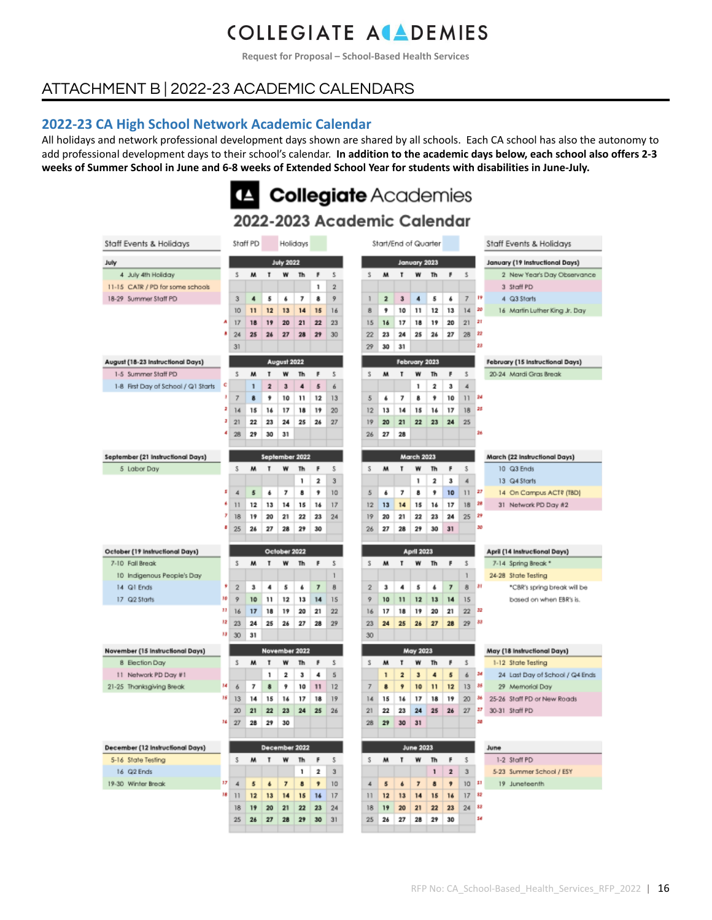## ATTACHMENT B | 2022-23 ACADEMIC CALENDARS

### 2022-23 CA High School Network Academic Calendar

All holidays and network professional development days shown are shared by all schools. Each CA school has also the autonomy to add professional development days to their school's calendar. **In addition to the academic days below, each school also offers 2-3 weeks of Summer School in June and 6-8 weeks of Extended School Year for students with disabilities in June-July.**

# Collegiate Academies

## 2022-2023 Academic Calendar

Legend: Staff PD | Holidays | Start/End of Quarter

### Staff Events & Holidays

**July**
- 4 July 4th Holiday
- 11-15 CATR / PD for some schools
- 18-29 Summer Staff PD

**August (18-23 Instructional Days)**
- 1-5 Summer Staff PD
- 1-8 First Day of School / Q1 Starts

**September (21 Instructional Days)**
- 5 Labor Day

**October (19 Instructional Days)**
- 7-10 Fall Break
- 10 Indigenous People's Day
- 14 Q1 Ends
- 17 Q2 Starts

**November (15 Instructional Days)**
- 8 Election Day
- 11 Network PD Day #1
- 21-25 Thanksgiving Break

**December (12 Instructional Days)**
- 5-16 State Testing
- 16 Q2 Ends
- 19-30 Winter Break

**January (19 Instructional Days)**
- 2 New Year's Day Observance
- 3 Staff PD
- 4 Q3 Starts
- 16 Martin Luther King Jr. Day

**February (15 Instructional Days)**
- 20-24 Mardi Gras Break

**March (22 Instructional Days)**
- 10 Q3 Ends
- 13 Q4 Starts
- 14 On Campus ACT? (TBD)
- 31 Network PD Day #2

**April (14 Instructional Days)**
- 7-14 Spring Break *
- 24-28 State Testing
- *CBR's spring break will be based on when EBR's is.

**May (18 Instructional Days)**
- 1-12 State Testing
- 24 Last Day of School / Q4 Ends
- 29 Memorial Day
- 25-26 Staff PD or New Roads
- 30-31 Staff PD

**June**
- 1-2 Staff PD
- 5-23 Summer School / ESY
- 19 Juneteenth

### July 2022

| Wk | S | M | T | W | Th | F | S |
|---|---|---|---|---|---|---|---|
| | | | | | | 1 | 2 |
| | 3 | 4 | 5 | 6 | 7 | 8 | 9 |
| | 10 | 11 | 12 | 13 | 14 | 15 | 16 |
| A | 17 | 18 | 19 | 20 | 21 | 22 | 23 |
| B | 24 | 25 | 26 | 27 | 28 | 29 | 30 |
| | 31 | | | | | | |

### August 2022

| Wk | S | M | T | W | Th | F | S |
|---|---|---|---|---|---|---|---|
| C | | 1 | 2 | 3 | 4 | 5 | 6 |
| 1 | 7 | 8 | 9 | 10 | 11 | 12 | 13 |
| 2 | 14 | 15 | 16 | 17 | 18 | 19 | 20 |
| 3 | 21 | 22 | 23 | 24 | 25 | 26 | 27 |
| 4 | 28 | 29 | 30 | 31 | | | |

### September 2022

| Wk | S | M | T | W | Th | F | S |
|---|---|---|---|---|---|---|---|
| | | | | | 1 | 2 | 3 |
| 5 | 4 | 5 | 6 | 7 | 8 | 9 | 10 |
| 6 | 11 | 12 | 13 | 14 | 15 | 16 | 17 |
| 7 | 18 | 19 | 20 | 21 | 22 | 23 | 24 |
| 8 | 25 | 26 | 27 | 28 | 29 | 30 | |

### October 2022

| Wk | S | M | T | W | Th | F | S |
|---|---|---|---|---|---|---|---|
| | | | | | | | 1 |
| 9 | 2 | 3 | 4 | 5 | 6 | 7 | 8 |
| 10 | 9 | 10 | 11 | 12 | 13 | 14 | 15 |
| 11 | 16 | 17 | 18 | 19 | 20 | 21 | 22 |
| 12 | 23 | 24 | 25 | 26 | 27 | 28 | 29 |
| 13 | 30 | 31 | | | | | |

### November 2022

| Wk | S | M | T | W | Th | F | S |
|---|---|---|---|---|---|---|---|
| | | | 1 | 2 | 3 | 4 | 5 |
| 14 | 6 | 7 | 8 | 9 | 10 | 11 | 12 |
| 15 | 13 | 14 | 15 | 16 | 17 | 18 | 19 |
| | 20 | 21 | 22 | 23 | 24 | 25 | 26 |
| 16 | 27 | 28 | 29 | 30 | | | |

### December 2022

| Wk | S | M | T | W | Th | F | S |
|---|---|---|---|---|---|---|---|
| | | | | | 1 | 2 | 3 |
| 17 | 4 | 5 | 6 | 7 | 8 | 9 | 10 |
| 18 | 11 | 12 | 13 | 14 | 15 | 16 | 17 |
| | 18 | 19 | 20 | 21 | 22 | 23 | 24 |
| | 25 | 26 | 27 | 28 | 29 | 30 | 31 |

### January 2023

| S | M | T | W | Th | F | S | Wk |
|---|---|---|---|---|---|---|---|
| 1 | 2 | 3 | 4 | 5 | 6 | 7 | 19 |
| 8 | 9 | 10 | 11 | 12 | 13 | 14 | 20 |
| 15 | 16 | 17 | 18 | 19 | 20 | 21 | 21 |
| 22 | 23 | 24 | 25 | 26 | 27 | 28 | 22 |
| 29 | 30 | 31 | | | | | 23 |

### February 2023

| S | M | T | W | Th | F | S | Wk |
|---|---|---|---|---|---|---|---|
| | | | 1 | 2 | 3 | 4 | |
| 5 | 6 | 7 | 8 | 9 | 10 | 11 | 24 |
| 12 | 13 | 14 | 15 | 16 | 17 | 18 | 25 |
| 19 | 20 | 21 | 22 | 23 | 24 | 25 | |
| 26 | 27 | 28 | | | | | 26 |

### March 2023

| S | M | T | W | Th | F | S | Wk |
|---|---|---|---|---|---|---|---|
| | | | 1 | 2 | 3 | 4 | |
| 5 | 6 | 7 | 8 | 9 | 10 | 11 | 27 |
| 12 | 13 | 14 | 15 | 16 | 17 | 18 | 28 |
| 19 | 20 | 21 | 22 | 23 | 24 | 25 | 29 |
| 26 | 27 | 28 | 29 | 30 | 31 | | 30 |

### April 2023

| S | M | T | W | Th | F | S | Wk |
|---|---|---|---|---|---|---|---|
| | | | | | | 1 | |
| 2 | 3 | 4 | 5 | 6 | 7 | 8 | 31 |
| 9 | 10 | 11 | 12 | 13 | 14 | 15 | |
| 16 | 17 | 18 | 19 | 20 | 21 | 22 | 32 |
| 23 | 24 | 25 | 26 | 27 | 28 | 29 | 33 |
| 30 | | | | | | | |

### May 2023

| S | M | T | W | Th | F | S | Wk |
|---|---|---|---|---|---|---|---|
| | 1 | 2 | 3 | 4 | 5 | 6 | 34 |
| 7 | 8 | 9 | 10 | 11 | 12 | 13 | 35 |
| 14 | 15 | 16 | 17 | 18 | 19 | 20 | 36 |
| 21 | 22 | 23 | 24 | 25 | 26 | 27 | 37 |
| 28 | 29 | 30 | 31 | | | | 38 |

### June 2023

| S | M | T | W | Th | F | S | Wk |
|---|---|---|---|---|---|---|---|
| | | | | 1 | 2 | 3 | |
| 4 | 5 | 6 | 7 | 8 | 9 | 10 | S1 |
| 11 | 12 | 13 | 14 | 15 | 16 | 17 | S2 |
| 18 | 19 | 20 | 21 | 22 | 23 | 24 | S3 |
| 25 | 26 | 27 | 28 | 29 | 30 | | S4 |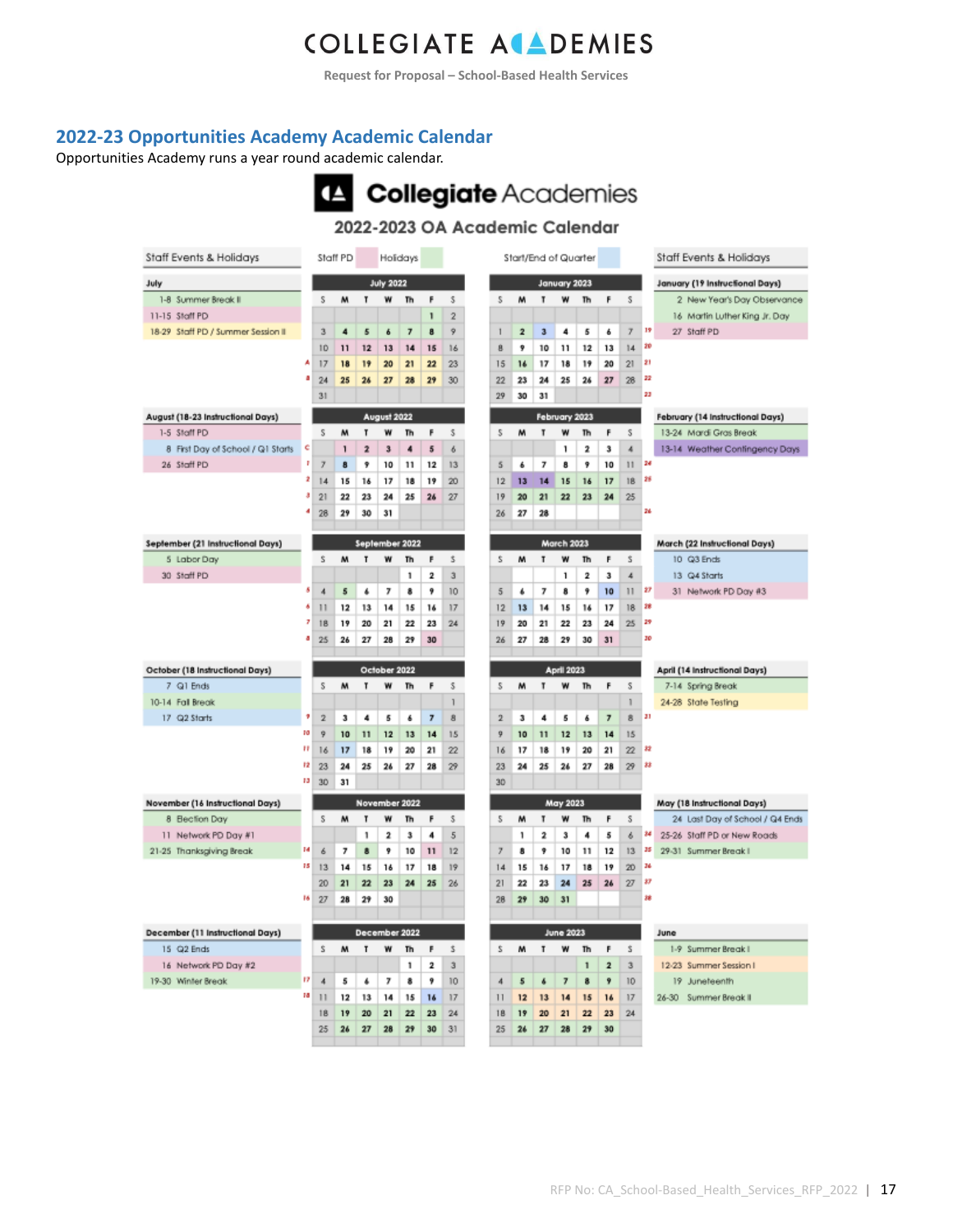## 2022-23 Opportunities Academy Academic Calendar

Opportunities Academy runs a year round academic calendar.

# Collegiate Academies

## 2022-2023 OA Academic Calendar

Legend: Staff PD | Holidays | Start/End of Quarter

### Staff Events & Holidays

**July**

- 1-8 Summer Break II
- 11-15 Staff PD
- 18-29 Staff PD / Summer Session II

**August (18-23 Instructional Days)**

- 1-5 Staff PD
- 8 First Day of School / Q1 Starts
- 26 Staff PD

**September (21 Instructional Days)**

- 5 Labor Day
- 30 Staff PD

**October (18 Instructional Days)**

- 7 Q1 Ends
- 10-14 Fall Break
- 17 Q2 Starts

**November (16 Instructional Days)**

- 8 Election Day
- 11 Network PD Day #1
- 21-25 Thanksgiving Break

**December (11 Instructional Days)**

- 15 Q2 Ends
- 16 Network PD Day #2
- 19-30 Winter Break

**January (19 Instructional Days)**

- 2 New Year's Day Observance
- 16 Martin Luther King Jr. Day
- 27 Staff PD

**February (14 Instructional Days)**

- 13-24 Mardi Gras Break
- 13-14 Weather Contingency Days

**March (22 Instructional Days)**

- 10 Q3 Ends
- 13 Q4 Starts
- 31 Network PD Day #3

**April (14 Instructional Days)**

- 7-14 Spring Break
- 24-28 State Testing

**May (18 Instructional Days)**

- 24 Last Day of School / Q4 Ends
- 25-26 Staff PD or New Roads
- 29-31 Summer Break I

**June**

- 1-9 Summer Break I
- 12-23 Summer Session I
- 19 Juneteenth
- 26-30 Summer Break II

### July 2022

| Week | S | M | T | W | Th | F | S |
|---|---|---|---|---|---|---|---|
| | | | | | | 1 | 2 |
| | 3 | 4 | 5 | 6 | 7 | 8 | 9 |
| | 10 | 11 | 12 | 13 | 14 | 15 | 16 |
| A | 17 | 18 | 19 | 20 | 21 | 22 | 23 |
| B | 24 | 25 | 26 | 27 | 28 | 29 | 30 |
| | 31 | | | | | | |

### August 2022

| Week | S | M | T | W | Th | F | S |
|---|---|---|---|---|---|---|---|
| C | | 1 | 2 | 3 | 4 | 5 | 6 |
| 1 | 7 | 8 | 9 | 10 | 11 | 12 | 13 |
| 2 | 14 | 15 | 16 | 17 | 18 | 19 | 20 |
| 3 | 21 | 22 | 23 | 24 | 25 | 26 | 27 |
| 4 | 28 | 29 | 30 | 31 | | | |

### September 2022

| Week | S | M | T | W | Th | F | S |
|---|---|---|---|---|---|---|---|
| | | | | | 1 | 2 | 3 |
| 5 | 4 | 5 | 6 | 7 | 8 | 9 | 10 |
| 6 | 11 | 12 | 13 | 14 | 15 | 16 | 17 |
| 7 | 18 | 19 | 20 | 21 | 22 | 23 | 24 |
| 8 | 25 | 26 | 27 | 28 | 29 | 30 | |

### October 2022

| Week | S | M | T | W | Th | F | S |
|---|---|---|---|---|---|---|---|
| | | | | | | | 1 |
| 9 | 2 | 3 | 4 | 5 | 6 | 7 | 8 |
| 10 | 9 | 10 | 11 | 12 | 13 | 14 | 15 |
| 11 | 16 | 17 | 18 | 19 | 20 | 21 | 22 |
| 12 | 23 | 24 | 25 | 26 | 27 | 28 | 29 |
| 13 | 30 | 31 | | | | | |

### November 2022

| Week | S | M | T | W | Th | F | S |
|---|---|---|---|---|---|---|---|
| | | | 1 | 2 | 3 | 4 | 5 |
| 14 | 6 | 7 | 8 | 9 | 10 | 11 | 12 |
| 15 | 13 | 14 | 15 | 16 | 17 | 18 | 19 |
| | 20 | 21 | 22 | 23 | 24 | 25 | 26 |
| 16 | 27 | 28 | 29 | 30 | | | |

### December 2022

| Week | S | M | T | W | Th | F | S |
|---|---|---|---|---|---|---|---|
| | | | | | 1 | 2 | 3 |
| 17 | 4 | 5 | 6 | 7 | 8 | 9 | 10 |
| 18 | 11 | 12 | 13 | 14 | 15 | 16 | 17 |
| | 18 | 19 | 20 | 21 | 22 | 23 | 24 |
| | 25 | 26 | 27 | 28 | 29 | 30 | 31 |

### January 2023

| S | M | T | W | Th | F | S | Week |
|---|---|---|---|---|---|---|---|
| 1 | 2 | 3 | 4 | 5 | 6 | 7 | 19 |
| 8 | 9 | 10 | 11 | 12 | 13 | 14 | 20 |
| 15 | 16 | 17 | 18 | 19 | 20 | 21 | 21 |
| 22 | 23 | 24 | 25 | 26 | 27 | 28 | 22 |
| 29 | 30 | 31 | | | | | 23 |

### February 2023

| S | M | T | W | Th | F | S | Week |
|---|---|---|---|---|---|---|---|
| | | | 1 | 2 | 3 | 4 | |
| 5 | 6 | 7 | 8 | 9 | 10 | 11 | 24 |
| 12 | 13 | 14 | 15 | 16 | 17 | 18 | 25 |
| 19 | 20 | 21 | 22 | 23 | 24 | 25 | |
| 26 | 27 | 28 | | | | | 26 |

### March 2023

| S | M | T | W | Th | F | S | Week |
|---|---|---|---|---|---|---|---|
| | | | 1 | 2 | 3 | 4 | |
| 5 | 6 | 7 | 8 | 9 | 10 | 11 | 27 |
| 12 | 13 | 14 | 15 | 16 | 17 | 18 | 28 |
| 19 | 20 | 21 | 22 | 23 | 24 | 25 | 29 |
| 26 | 27 | 28 | 29 | 30 | 31 | | 30 |

### April 2023

| S | M | T | W | Th | F | S | Week |
|---|---|---|---|---|---|---|---|
| | | | | | | 1 | |
| 2 | 3 | 4 | 5 | 6 | 7 | 8 | 31 |
| 9 | 10 | 11 | 12 | 13 | 14 | 15 | |
| 16 | 17 | 18 | 19 | 20 | 21 | 22 | 32 |
| 23 | 24 | 25 | 26 | 27 | 28 | 29 | 33 |
| 30 | | | | | | | |

### May 2023

| S | M | T | W | Th | F | S | Week |
|---|---|---|---|---|---|---|---|
| | 1 | 2 | 3 | 4 | 5 | 6 | 34 |
| 7 | 8 | 9 | 10 | 11 | 12 | 13 | 35 |
| 14 | 15 | 16 | 17 | 18 | 19 | 20 | 36 |
| 21 | 22 | 23 | 24 | 25 | 26 | 27 | 37 |
| 28 | 29 | 30 | 31 | | | | 38 |

### June 2023

| S | M | T | W | Th | F | S |
|---|---|---|---|---|---|---|
| | | | | 1 | 2 | 3 |
| 4 | 5 | 6 | 7 | 8 | 9 | 10 |
| 11 | 12 | 13 | 14 | 15 | 16 | 17 |
| 18 | 19 | 20 | 21 | 22 | 23 | 24 |
| 25 | 26 | 27 | 28 | 29 | 30 | |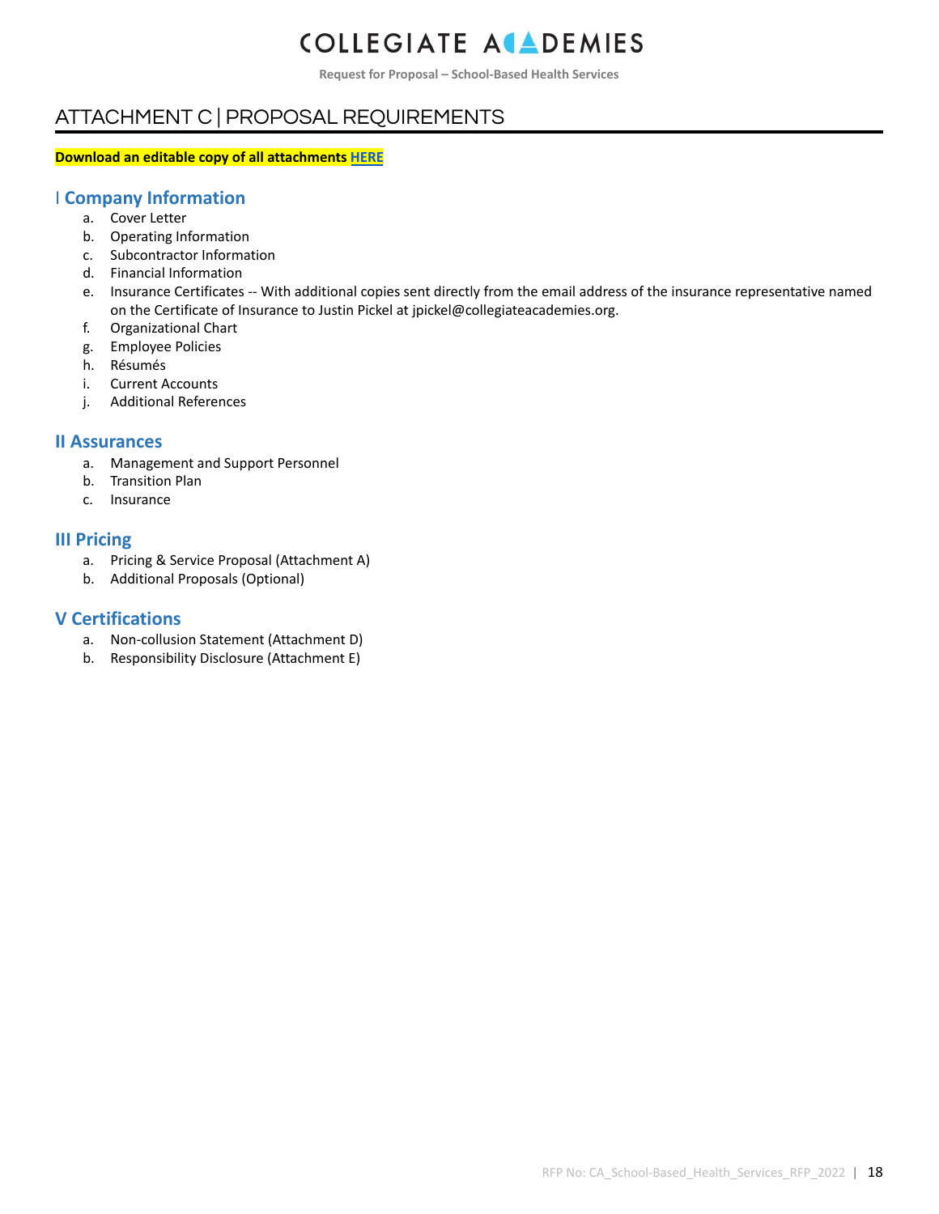# ATTACHMENT C | PROPOSAL REQUIREMENTS

**Download an editable copy of all attachments [HERE]()**

## I Company Information

a. Cover Letter
b. Operating Information
c. Subcontractor Information
d. Financial Information
e. Insurance Certificates -- With additional copies sent directly from the email address of the insurance representative named on the Certificate of Insurance to Justin Pickel at jpickel@collegiateacademies.org.
f. Organizational Chart
g. Employee Policies
h. Résumés
i. Current Accounts
j. Additional References

## II Assurances

a. Management and Support Personnel
b. Transition Plan
c. Insurance

## III Pricing

a. Pricing & Service Proposal (Attachment A)
b. Additional Proposals (Optional)

## V Certifications

a. Non-collusion Statement (Attachment D)
b. Responsibility Disclosure (Attachment E)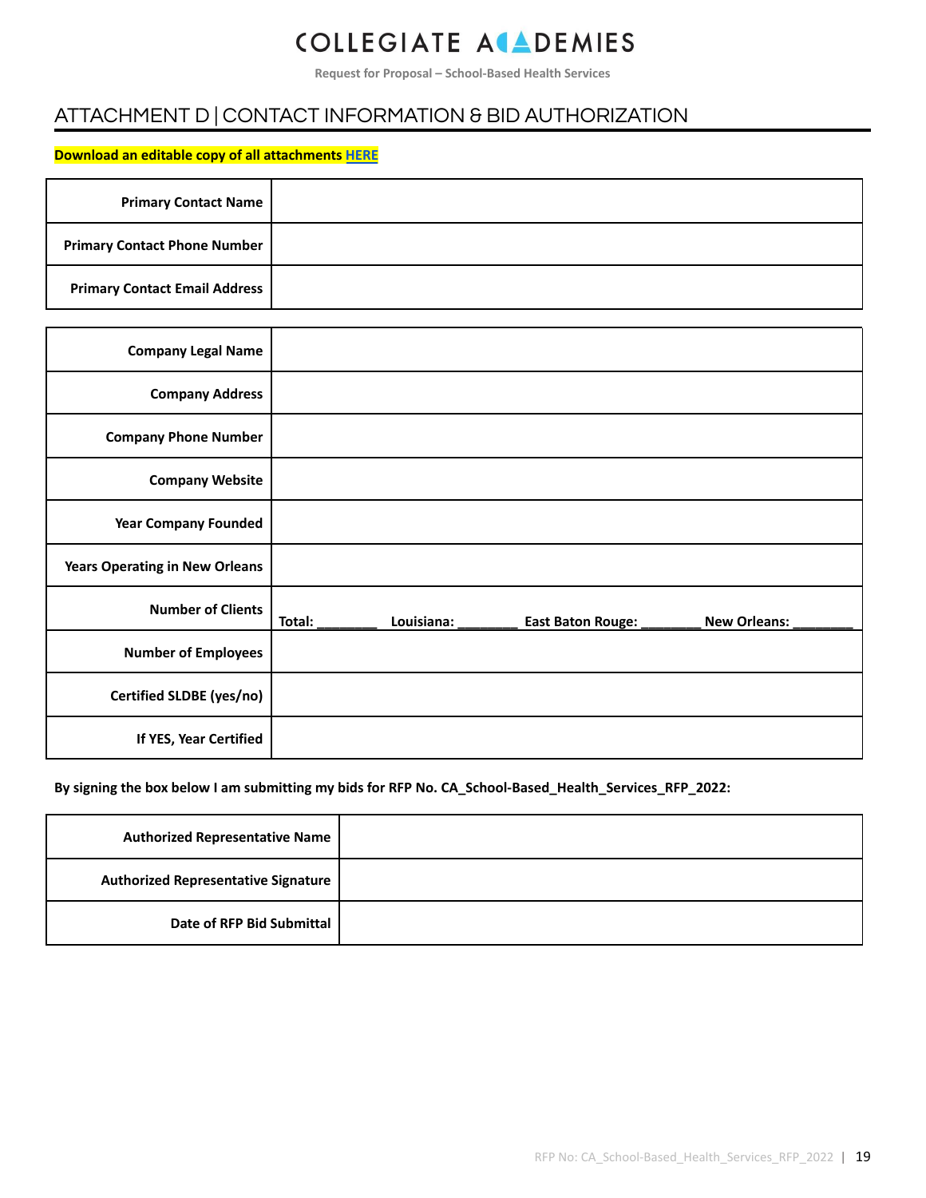## ATTACHMENT D | CONTACT INFORMATION & BID AUTHORIZATION

**Download an editable copy of all attachments [HERE]**

| | |
|---|---|
| **Primary Contact Name** | |
| **Primary Contact Phone Number** | |
| **Primary Contact Email Address** | |

| | |
|---|---|
| **Company Legal Name** | |
| **Company Address** | |
| **Company Phone Number** | |
| **Company Website** | |
| **Year Company Founded** | |
| **Years Operating in New Orleans** | |
| **Number of Clients** | **Total: ________ Louisiana: ________ East Baton Rouge: ________ New Orleans: ________** |
| **Number of Employees** | |
| **Certified SLDBE (yes/no)** | |
| **If YES, Year Certified** | |

**By signing the box below I am submitting my bids for RFP No. CA_School-Based_Health_Services_RFP_2022:**

| | |
|---|---|
| **Authorized Representative Name** | |
| **Authorized Representative Signature** | |
| **Date of RFP Bid Submittal** | |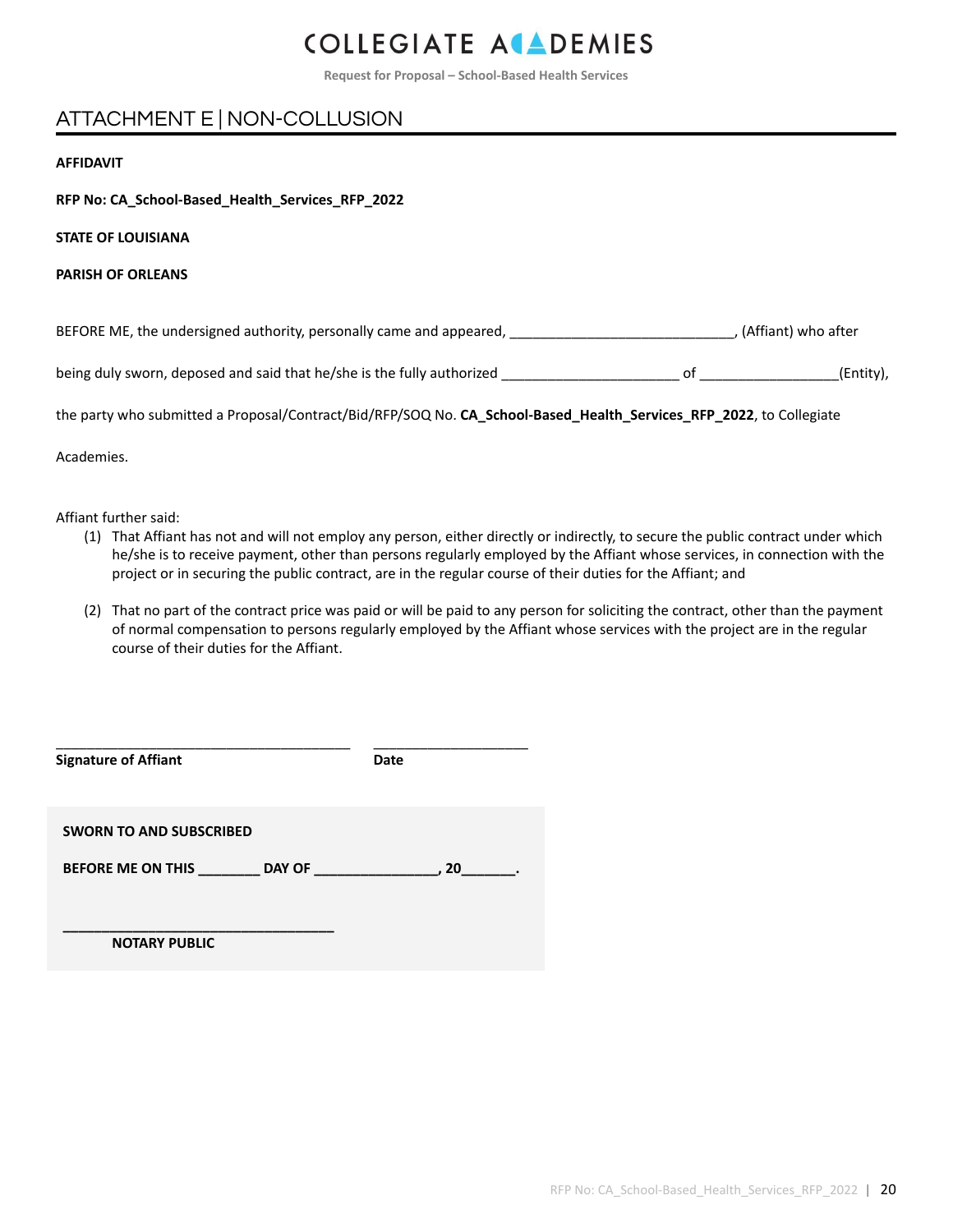## ATTACHMENT E | NON-COLLUSION

**AFFIDAVIT**

**RFP No: CA_School-Based_Health_Services_RFP_2022**

**STATE OF LOUISIANA**

**PARISH OF ORLEANS**

BEFORE ME, the undersigned authority, personally came and appeared, _____________________________, (Affiant) who after

being duly sworn, deposed and said that he/she is the fully authorized _______________________ of __________________(Entity),

the party who submitted a Proposal/Contract/Bid/RFP/SOQ No. **CA_School-Based_Health_Services_RFP_2022**, to Collegiate

Academies.

Affiant further said:

1. That Affiant has not and will not employ any person, either directly or indirectly, to secure the public contract under which he/she is to receive payment, other than persons regularly employed by the Affiant whose services, in connection with the project or in securing the public contract, are in the regular course of their duties for the Affiant; and

2. That no part of the contract price was paid or will be paid to any person for soliciting the contract, other than the payment of normal compensation to persons regularly employed by the Affiant whose services with the project are in the regular course of their duties for the Affiant.

_______________________________________ ____________________

**Signature of Affiant** **Date**

**SWORN TO AND SUBSCRIBED**

**BEFORE ME ON THIS ________ DAY OF ________________, 20_______.**

___________________________________

**NOTARY PUBLIC**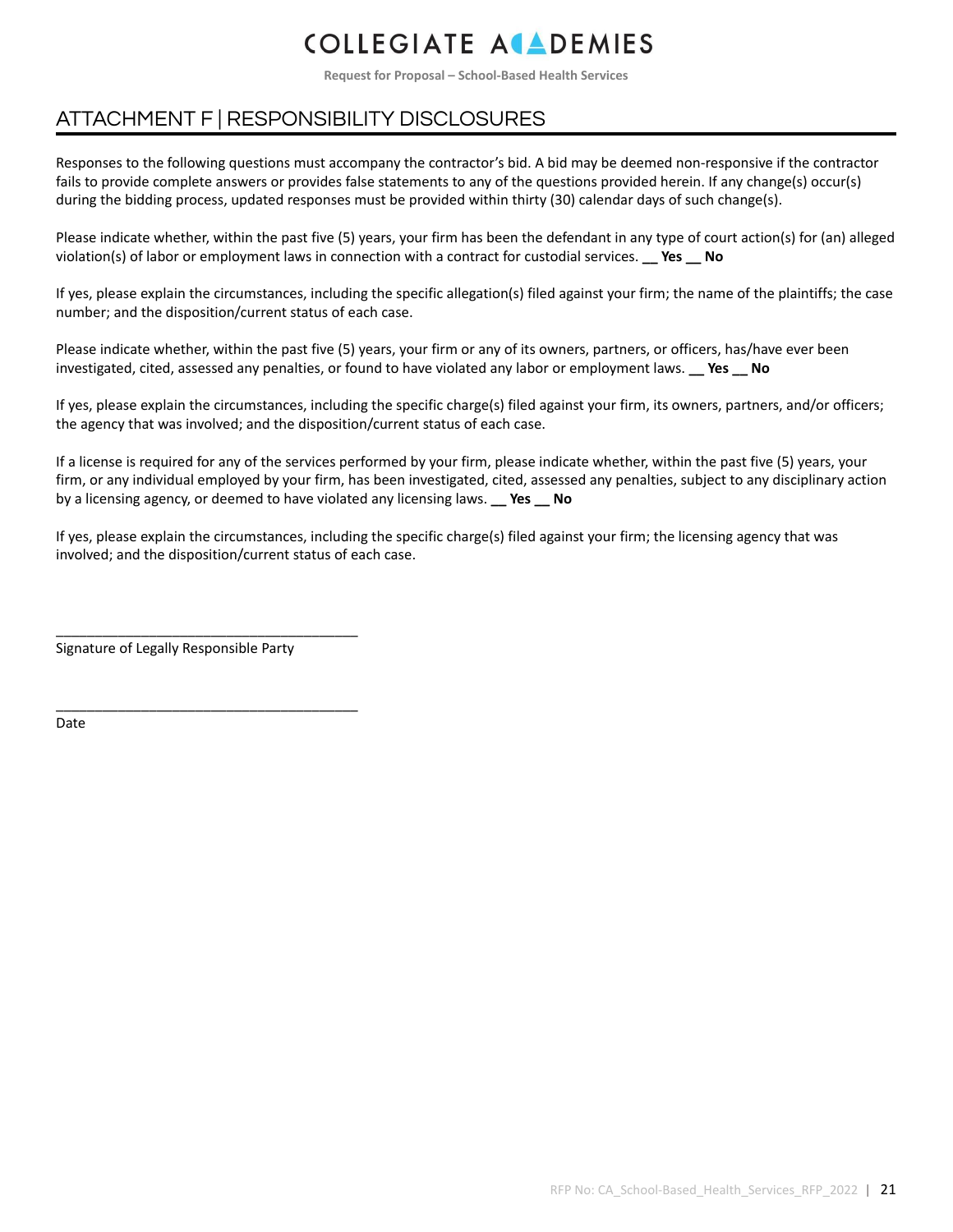# ATTACHMENT F | RESPONSIBILITY DISCLOSURES

Responses to the following questions must accompany the contractor's bid. A bid may be deemed non-responsive if the contractor fails to provide complete answers or provides false statements to any of the questions provided herein. If any change(s) occur(s) during the bidding process, updated responses must be provided within thirty (30) calendar days of such change(s).

Please indicate whether, within the past five (5) years, your firm has been the defendant in any type of court action(s) for (an) alleged violation(s) of labor or employment laws in connection with a contract for custodial services. **__ Yes __ No**

If yes, please explain the circumstances, including the specific allegation(s) filed against your firm; the name of the plaintiffs; the case number; and the disposition/current status of each case.

Please indicate whether, within the past five (5) years, your firm or any of its owners, partners, or officers, has/have ever been investigated, cited, assessed any penalties, or found to have violated any labor or employment laws. **__ Yes __ No**

If yes, please explain the circumstances, including the specific charge(s) filed against your firm, its owners, partners, and/or officers; the agency that was involved; and the disposition/current status of each case.

If a license is required for any of the services performed by your firm, please indicate whether, within the past five (5) years, your firm, or any individual employed by your firm, has been investigated, cited, assessed any penalties, subject to any disciplinary action by a licensing agency, or deemed to have violated any licensing laws. **__ Yes __ No**

If yes, please explain the circumstances, including the specific charge(s) filed against your firm; the licensing agency that was involved; and the disposition/current status of each case.

\_\_\_\_\_\_\_\_\_\_\_\_\_\_\_\_\_\_\_\_\_\_\_\_\_\_\_\_\_\_\_\_\_\_\_\_\_\_\_

Signature of Legally Responsible Party

\_\_\_\_\_\_\_\_\_\_\_\_\_\_\_\_\_\_\_\_\_\_\_\_\_\_\_\_\_\_\_\_\_\_\_\_\_\_\_

Date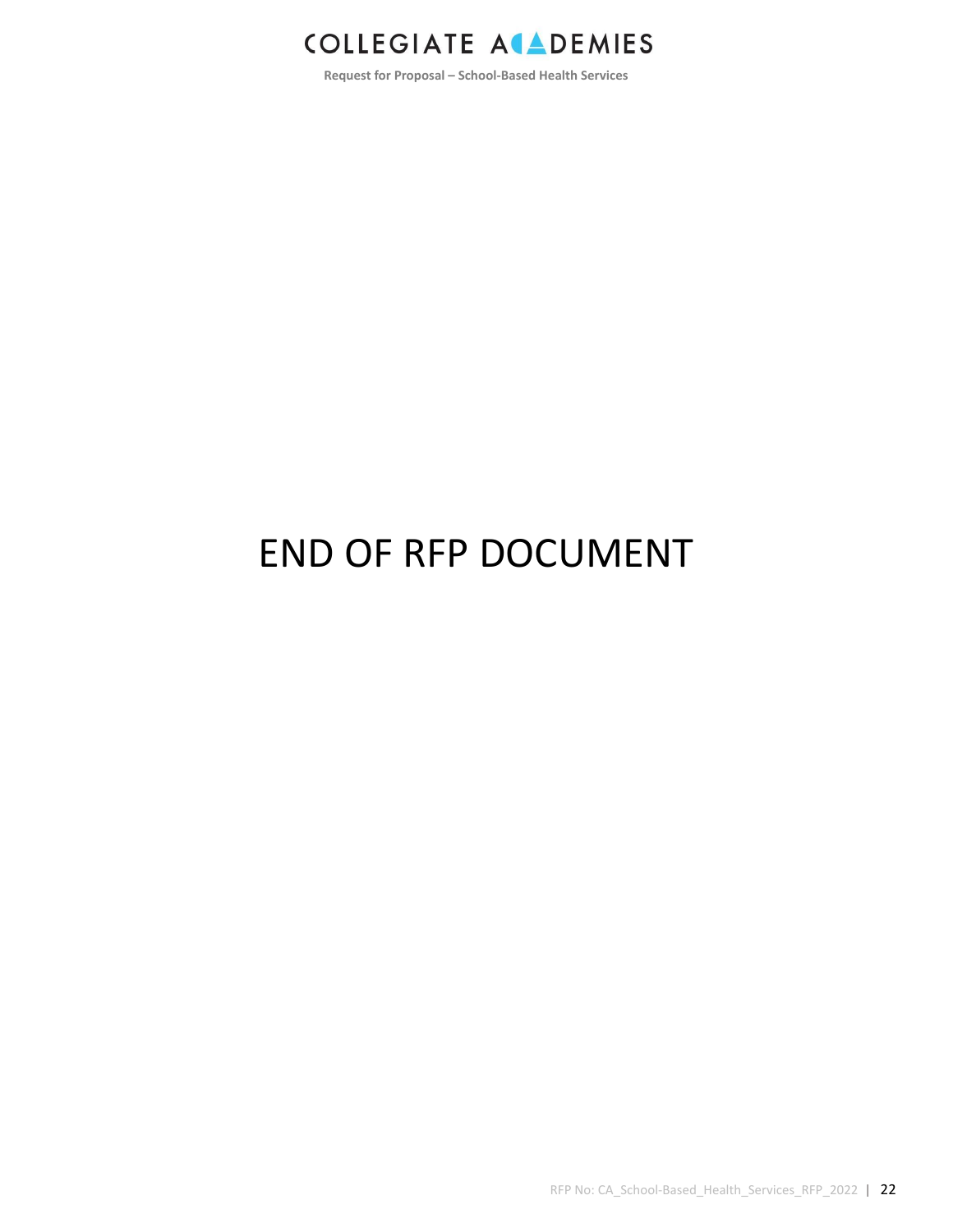# END OF RFP DOCUMENT